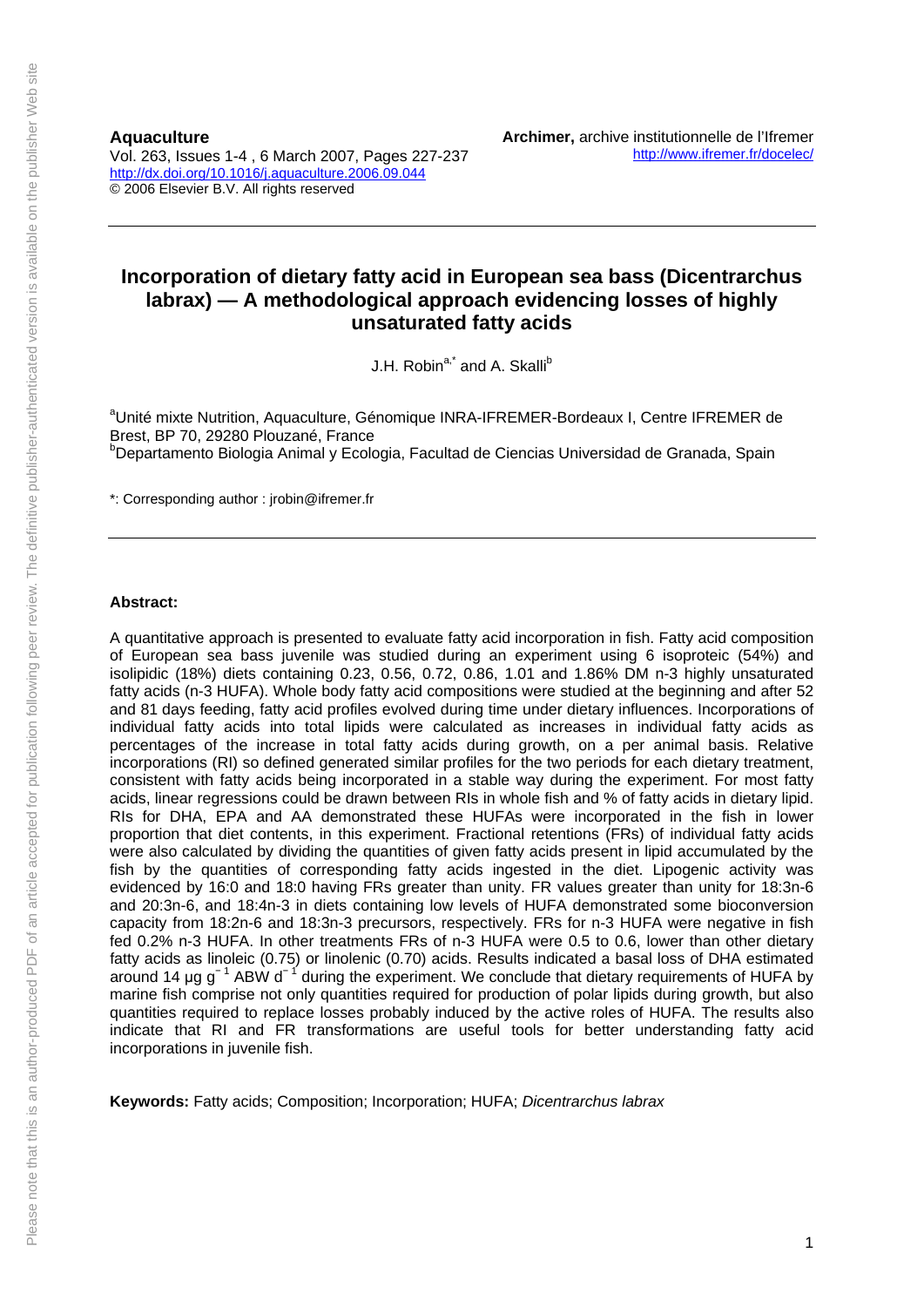**Aquaculture**
Vol. 263, Issues 1-4 , 6 March 2007, Pages 227-237
http://dx.doi.org/10.1016/j.aquaculture.2006.09.044
© 2006 Elsevier B.V. All rights reserved

**Archimer,** archive institutionnelle de l'Ifremer
http://www.ifremer.fr/docelec/

# Incorporation of dietary fatty acid in European sea bass (Dicentrarchus labrax) — A methodological approach evidencing losses of highly unsaturated fatty acids

J.H. Robin[a,*] and A. Skalli[b]

[a]Unité mixte Nutrition, Aquaculture, Génomique INRA-IFREMER-Bordeaux I, Centre IFREMER de Brest, BP 70, 29280 Plouzané, France
[b]Departamento Biologia Animal y Ecologia, Facultad de Ciencias Universidad de Granada, Spain

*: Corresponding author : jrobin@ifremer.fr

**Abstract:**

A quantitative approach is presented to evaluate fatty acid incorporation in fish. Fatty acid composition of European sea bass juvenile was studied during an experiment using 6 isoproteic (54%) and isolipidic (18%) diets containing 0.23, 0.56, 0.72, 0.86, 1.01 and 1.86% DM n-3 highly unsaturated fatty acids (n-3 HUFA). Whole body fatty acid compositions were studied at the beginning and after 52 and 81 days feeding, fatty acid profiles evolved during time under dietary influences. Incorporations of individual fatty acids into total lipids were calculated as increases in individual fatty acids as percentages of the increase in total fatty acids during growth, on a per animal basis. Relative incorporations (RI) so defined generated similar profiles for the two periods for each dietary treatment, consistent with fatty acids being incorporated in a stable way during the experiment. For most fatty acids, linear regressions could be drawn between RIs in whole fish and % of fatty acids in dietary lipid. RIs for DHA, EPA and AA demonstrated these HUFAs were incorporated in the fish in lower proportion that diet contents, in this experiment. Fractional retentions (FRs) of individual fatty acids were also calculated by dividing the quantities of given fatty acids present in lipid accumulated by the fish by the quantities of corresponding fatty acids ingested in the diet. Lipogenic activity was evidenced by 16:0 and 18:0 having FRs greater than unity. FR values greater than unity for 18:3n-6 and 20:3n-6, and 18:4n-3 in diets containing low levels of HUFA demonstrated some bioconversion capacity from 18:2n-6 and 18:3n-3 precursors, respectively. FRs for n-3 HUFA were negative in fish fed 0.2% n-3 HUFA. In other treatments FRs of n-3 HUFA were 0.5 to 0.6, lower than other dietary fatty acids as linoleic (0.75) or linolenic (0.70) acids. Results indicated a basal loss of DHA estimated around 14 µg $g^{-1}$ ABW $d^{-1}$ during the experiment. We conclude that dietary requirements of HUFA by marine fish comprise not only quantities required for production of polar lipids during growth, but also quantities required to replace losses probably induced by the active roles of HUFA. The results also indicate that RI and FR transformations are useful tools for better understanding fatty acid incorporations in juvenile fish.

**Keywords:** Fatty acids; Composition; Incorporation; HUFA; *Dicentrarchus labrax*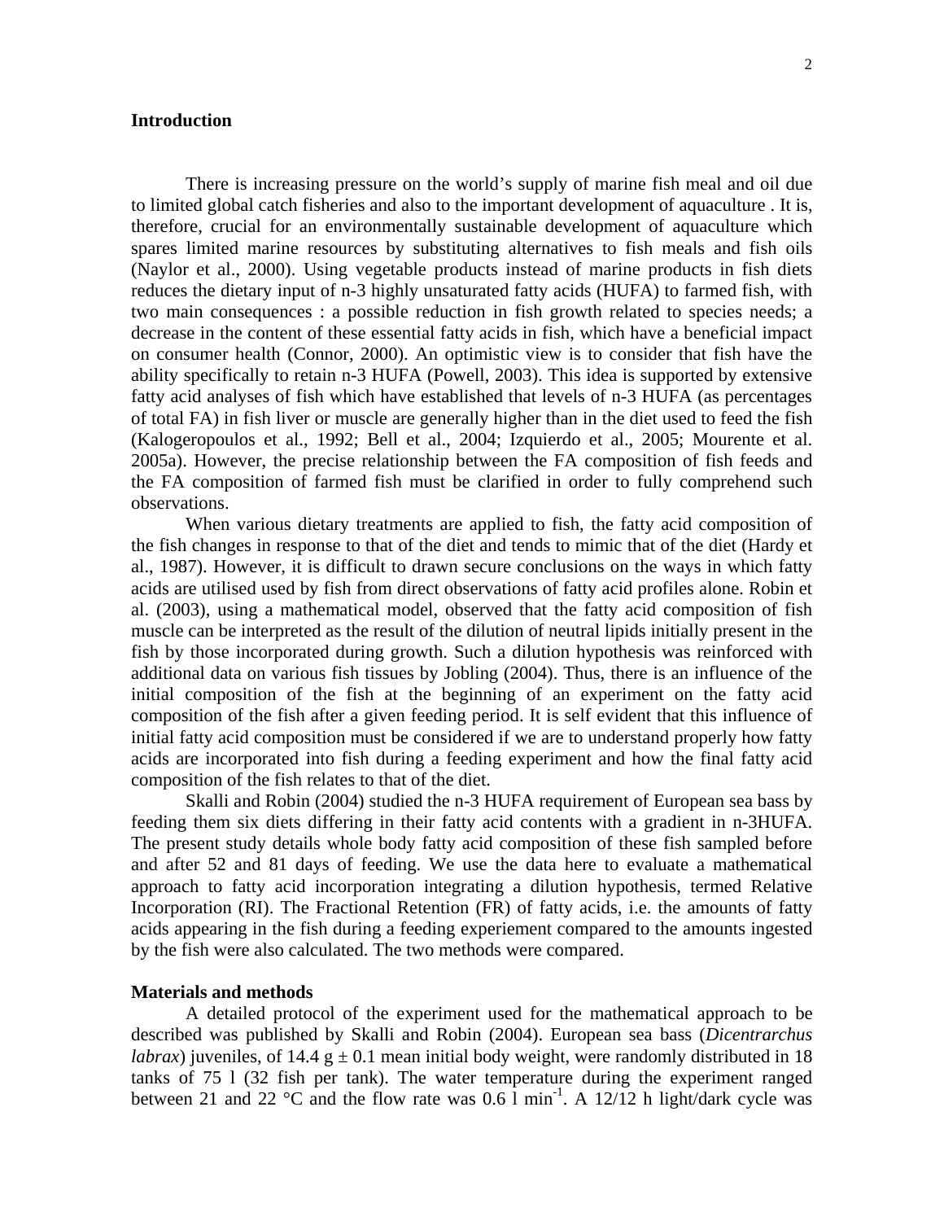## Introduction

There is increasing pressure on the world's supply of marine fish meal and oil due to limited global catch fisheries and also to the important development of aquaculture . It is, therefore, crucial for an environmentally sustainable development of aquaculture which spares limited marine resources by substituting alternatives to fish meals and fish oils (Naylor et al., 2000). Using vegetable products instead of marine products in fish diets reduces the dietary input of n-3 highly unsaturated fatty acids (HUFA) to farmed fish, with two main consequences : a possible reduction in fish growth related to species needs; a decrease in the content of these essential fatty acids in fish, which have a beneficial impact on consumer health (Connor, 2000). An optimistic view is to consider that fish have the ability specifically to retain n-3 HUFA (Powell, 2003). This idea is supported by extensive fatty acid analyses of fish which have established that levels of n-3 HUFA (as percentages of total FA) in fish liver or muscle are generally higher than in the diet used to feed the fish (Kalogeropoulos et al., 1992; Bell et al., 2004; Izquierdo et al., 2005; Mourente et al. 2005a). However, the precise relationship between the FA composition of fish feeds and the FA composition of farmed fish must be clarified in order to fully comprehend such observations.

When various dietary treatments are applied to fish, the fatty acid composition of the fish changes in response to that of the diet and tends to mimic that of the diet (Hardy et al., 1987). However, it is difficult to drawn secure conclusions on the ways in which fatty acids are utilised used by fish from direct observations of fatty acid profiles alone. Robin et al. (2003), using a mathematical model, observed that the fatty acid composition of fish muscle can be interpreted as the result of the dilution of neutral lipids initially present in the fish by those incorporated during growth. Such a dilution hypothesis was reinforced with additional data on various fish tissues by Jobling (2004). Thus, there is an influence of the initial composition of the fish at the beginning of an experiment on the fatty acid composition of the fish after a given feeding period. It is self evident that this influence of initial fatty acid composition must be considered if we are to understand properly how fatty acids are incorporated into fish during a feeding experiment and how the final fatty acid composition of the fish relates to that of the diet.

Skalli and Robin (2004) studied the n-3 HUFA requirement of European sea bass by feeding them six diets differing in their fatty acid contents with a gradient in n-3HUFA. The present study details whole body fatty acid composition of these fish sampled before and after 52 and 81 days of feeding. We use the data here to evaluate a mathematical approach to fatty acid incorporation integrating a dilution hypothesis, termed Relative Incorporation (RI). The Fractional Retention (FR) of fatty acids, i.e. the amounts of fatty acids appearing in the fish during a feeding experiement compared to the amounts ingested by the fish were also calculated. The two methods were compared.

## Materials and methods

A detailed protocol of the experiment used for the mathematical approach to be described was published by Skalli and Robin (2004). European sea bass (*Dicentrarchus labrax*) juveniles, of 14.4 g ± 0.1 mean initial body weight, were randomly distributed in 18 tanks of 75 l (32 fish per tank). The water temperature during the experiment ranged between 21 and 22 °C and the flow rate was 0.6 l $min^{-1}$. A 12/12 h light/dark cycle was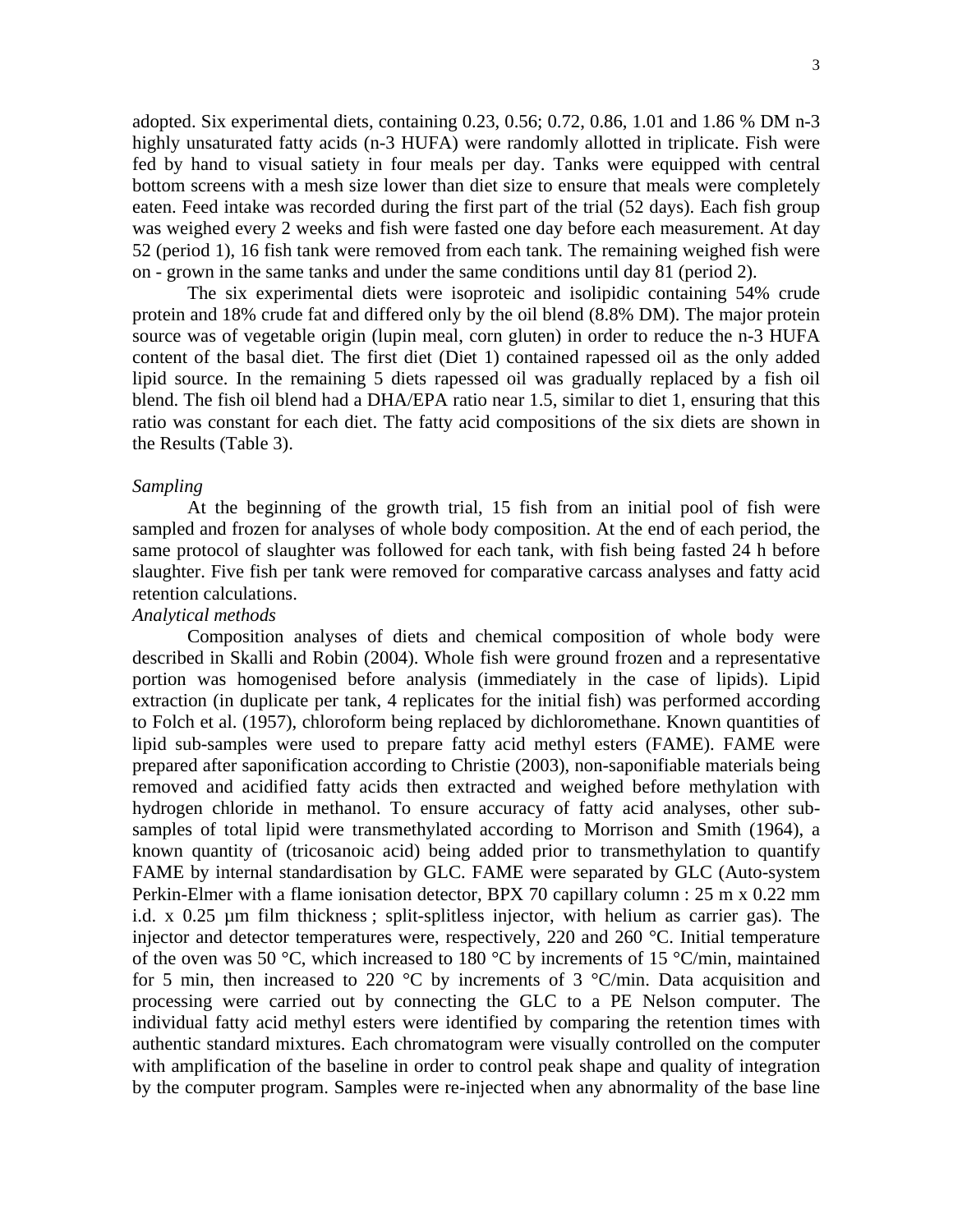adopted. Six experimental diets, containing 0.23, 0.56; 0.72, 0.86, 1.01 and 1.86 % DM n-3 highly unsaturated fatty acids (n-3 HUFA) were randomly allotted in triplicate. Fish were fed by hand to visual satiety in four meals per day. Tanks were equipped with central bottom screens with a mesh size lower than diet size to ensure that meals were completely eaten. Feed intake was recorded during the first part of the trial (52 days). Each fish group was weighed every 2 weeks and fish were fasted one day before each measurement. At day 52 (period 1), 16 fish tank were removed from each tank. The remaining weighed fish were on - grown in the same tanks and under the same conditions until day 81 (period 2).

The six experimental diets were isoproteic and isolipidic containing 54% crude protein and 18% crude fat and differed only by the oil blend (8.8% DM). The major protein source was of vegetable origin (lupin meal, corn gluten) in order to reduce the n-3 HUFA content of the basal diet. The first diet (Diet 1) contained rapessed oil as the only added lipid source. In the remaining 5 diets rapessed oil was gradually replaced by a fish oil blend. The fish oil blend had a DHA/EPA ratio near 1.5, similar to diet 1, ensuring that this ratio was constant for each diet. The fatty acid compositions of the six diets are shown in the Results (Table 3).

*Sampling*

At the beginning of the growth trial, 15 fish from an initial pool of fish were sampled and frozen for analyses of whole body composition. At the end of each period, the same protocol of slaughter was followed for each tank, with fish being fasted 24 h before slaughter. Five fish per tank were removed for comparative carcass analyses and fatty acid retention calculations.

*Analytical methods*

Composition analyses of diets and chemical composition of whole body were described in Skalli and Robin (2004). Whole fish were ground frozen and a representative portion was homogenised before analysis (immediately in the case of lipids). Lipid extraction (in duplicate per tank, 4 replicates for the initial fish) was performed according to Folch et al. (1957), chloroform being replaced by dichloromethane. Known quantities of lipid sub-samples were used to prepare fatty acid methyl esters (FAME). FAME were prepared after saponification according to Christie (2003), non-saponifiable materials being removed and acidified fatty acids then extracted and weighed before methylation with hydrogen chloride in methanol. To ensure accuracy of fatty acid analyses, other sub-samples of total lipid were transmethylated according to Morrison and Smith (1964), a known quantity of (tricosanoic acid) being added prior to transmethylation to quantify FAME by internal standardisation by GLC. FAME were separated by GLC (Auto-system Perkin-Elmer with a flame ionisation detector, BPX 70 capillary column : 25 m x 0.22 mm i.d. x 0.25 µm film thickness ; split-splitless injector, with helium as carrier gas). The injector and detector temperatures were, respectively, 220 and 260 °C. Initial temperature of the oven was 50 °C, which increased to 180 °C by increments of 15 °C/min, maintained for 5 min, then increased to 220 °C by increments of 3 °C/min. Data acquisition and processing were carried out by connecting the GLC to a PE Nelson computer. The individual fatty acid methyl esters were identified by comparing the retention times with authentic standard mixtures. Each chromatogram were visually controlled on the computer with amplification of the baseline in order to control peak shape and quality of integration by the computer program. Samples were re-injected when any abnormality of the base line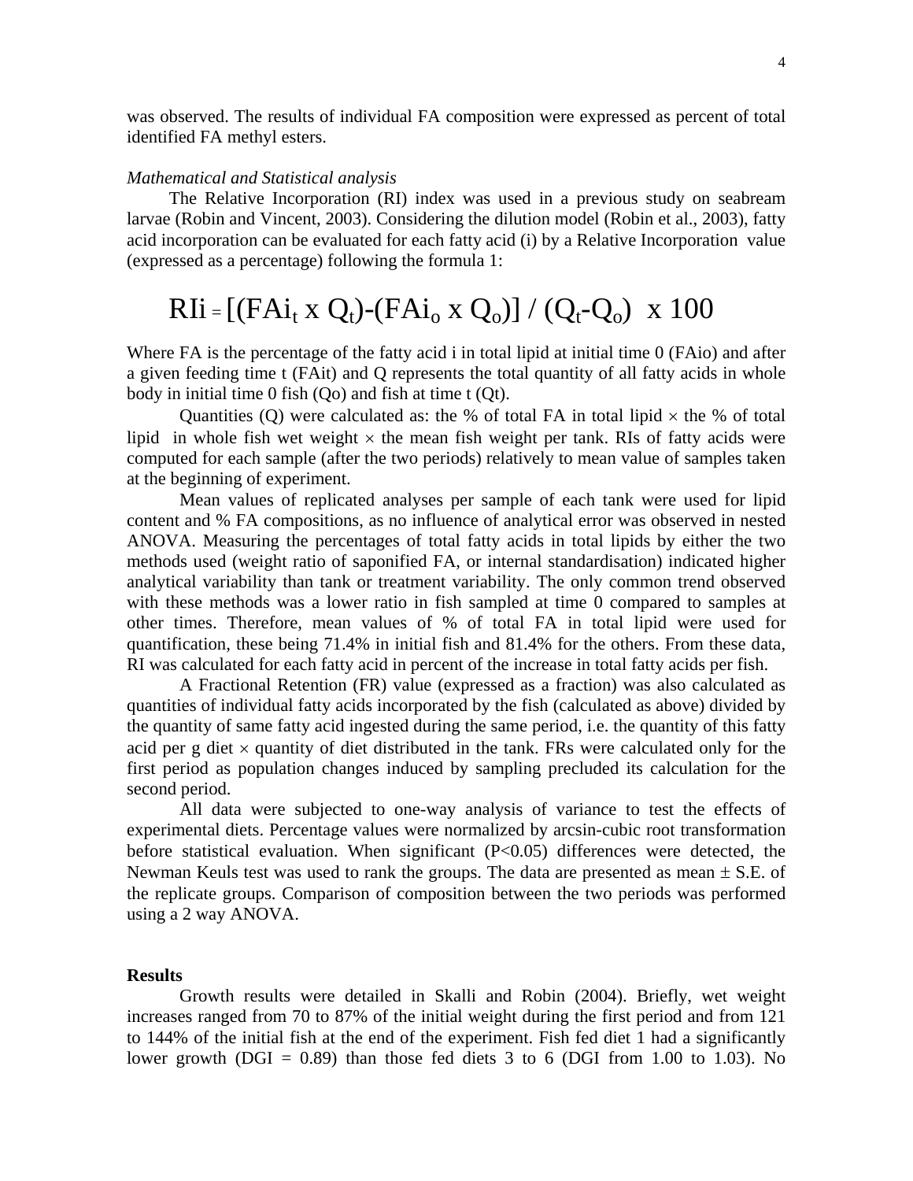was observed. The results of individual FA composition were expressed as percent of total identified FA methyl esters.

*Mathematical and Statistical analysis*

The Relative Incorporation (RI) index was used in a previous study on seabream larvae (Robin and Vincent, 2003). Considering the dilution model (Robin et al., 2003), fatty acid incorporation can be evaluated for each fatty acid (i) by a Relative Incorporation value (expressed as a percentage) following the formula 1:

$$RIi = [(FAi_t \times Q_t)-(FAi_o \times Q_o)] / (Q_t-Q_o) \times 100$$

Where FA is the percentage of the fatty acid i in total lipid at initial time 0 (FAio) and after a given feeding time t (FAit) and Q represents the total quantity of all fatty acids in whole body in initial time 0 fish (Qo) and fish at time t (Qt).

Quantities (Q) were calculated as: the % of total FA in total lipid × the % of total lipid in whole fish wet weight × the mean fish weight per tank. RIs of fatty acids were computed for each sample (after the two periods) relatively to mean value of samples taken at the beginning of experiment.

Mean values of replicated analyses per sample of each tank were used for lipid content and % FA compositions, as no influence of analytical error was observed in nested ANOVA. Measuring the percentages of total fatty acids in total lipids by either the two methods used (weight ratio of saponified FA, or internal standardisation) indicated higher analytical variability than tank or treatment variability. The only common trend observed with these methods was a lower ratio in fish sampled at time 0 compared to samples at other times. Therefore, mean values of % of total FA in total lipid were used for quantification, these being 71.4% in initial fish and 81.4% for the others. From these data, RI was calculated for each fatty acid in percent of the increase in total fatty acids per fish.

A Fractional Retention (FR) value (expressed as a fraction) was also calculated as quantities of individual fatty acids incorporated by the fish (calculated as above) divided by the quantity of same fatty acid ingested during the same period, i.e. the quantity of this fatty acid per g diet × quantity of diet distributed in the tank. FRs were calculated only for the first period as population changes induced by sampling precluded its calculation for the second period.

All data were subjected to one-way analysis of variance to test the effects of experimental diets. Percentage values were normalized by arcsin-cubic root transformation before statistical evaluation. When significant ($P<0.05$) differences were detected, the Newman Keuls test was used to rank the groups. The data are presented as mean ± S.E. of the replicate groups. Comparison of composition between the two periods was performed using a 2 way ANOVA.

## Results

Growth results were detailed in Skalli and Robin (2004). Briefly, wet weight increases ranged from 70 to 87% of the initial weight during the first period and from 121 to 144% of the initial fish at the end of the experiment. Fish fed diet 1 had a significantly lower growth (DGI = 0.89) than those fed diets 3 to 6 (DGI from 1.00 to 1.03). No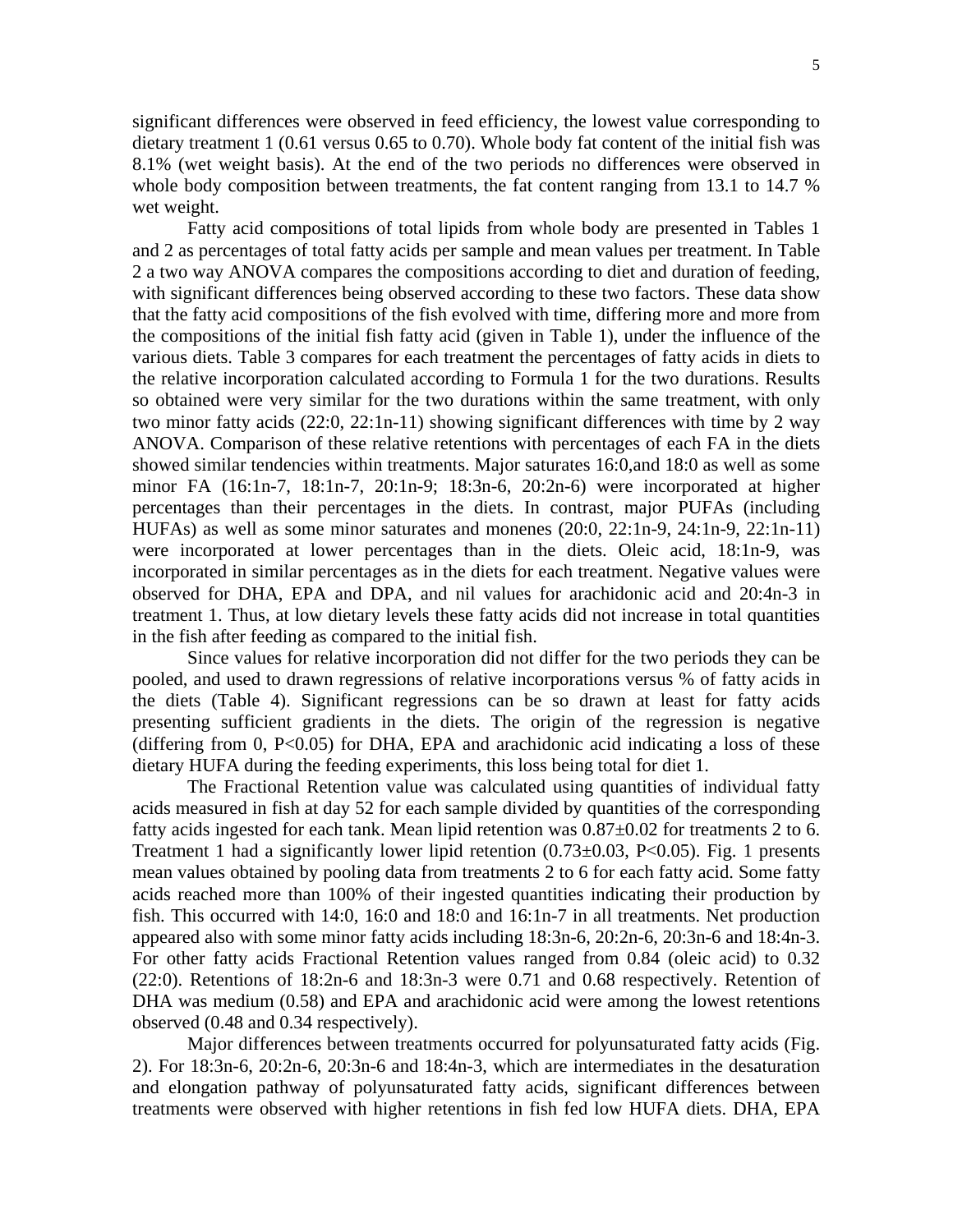significant differences were observed in feed efficiency, the lowest value corresponding to dietary treatment 1 (0.61 versus 0.65 to 0.70). Whole body fat content of the initial fish was 8.1% (wet weight basis). At the end of the two periods no differences were observed in whole body composition between treatments, the fat content ranging from 13.1 to 14.7 % wet weight.

Fatty acid compositions of total lipids from whole body are presented in Tables 1 and 2 as percentages of total fatty acids per sample and mean values per treatment. In Table 2 a two way ANOVA compares the compositions according to diet and duration of feeding, with significant differences being observed according to these two factors. These data show that the fatty acid compositions of the fish evolved with time, differing more and more from the compositions of the initial fish fatty acid (given in Table 1), under the influence of the various diets. Table 3 compares for each treatment the percentages of fatty acids in diets to the relative incorporation calculated according to Formula 1 for the two durations. Results so obtained were very similar for the two durations within the same treatment, with only two minor fatty acids (22:0, 22:1n-11) showing significant differences with time by 2 way ANOVA. Comparison of these relative retentions with percentages of each FA in the diets showed similar tendencies within treatments. Major saturates 16:0,and 18:0 as well as some minor FA (16:1n-7, 18:1n-7, 20:1n-9; 18:3n-6, 20:2n-6) were incorporated at higher percentages than their percentages in the diets. In contrast, major PUFAs (including HUFAs) as well as some minor saturates and monenes (20:0, 22:1n-9, 24:1n-9, 22:1n-11) were incorporated at lower percentages than in the diets. Oleic acid, 18:1n-9, was incorporated in similar percentages as in the diets for each treatment. Negative values were observed for DHA, EPA and DPA, and nil values for arachidonic acid and 20:4n-3 in treatment 1. Thus, at low dietary levels these fatty acids did not increase in total quantities in the fish after feeding as compared to the initial fish.

Since values for relative incorporation did not differ for the two periods they can be pooled, and used to drawn regressions of relative incorporations versus % of fatty acids in the diets (Table 4). Significant regressions can be so drawn at least for fatty acids presenting sufficient gradients in the diets. The origin of the regression is negative (differing from 0, $P<0.05$) for DHA, EPA and arachidonic acid indicating a loss of these dietary HUFA during the feeding experiments, this loss being total for diet 1.

The Fractional Retention value was calculated using quantities of individual fatty acids measured in fish at day 52 for each sample divided by quantities of the corresponding fatty acids ingested for each tank. Mean lipid retention was $0.87 \pm 0.02$ for treatments 2 to 6. Treatment 1 had a significantly lower lipid retention ($0.73 \pm 0.03$, $P<0.05$). Fig. 1 presents mean values obtained by pooling data from treatments 2 to 6 for each fatty acid. Some fatty acids reached more than 100% of their ingested quantities indicating their production by fish. This occurred with 14:0, 16:0 and 18:0 and 16:1n-7 in all treatments. Net production appeared also with some minor fatty acids including 18:3n-6, 20:2n-6, 20:3n-6 and 18:4n-3. For other fatty acids Fractional Retention values ranged from 0.84 (oleic acid) to 0.32 (22:0). Retentions of 18:2n-6 and 18:3n-3 were 0.71 and 0.68 respectively. Retention of DHA was medium (0.58) and EPA and arachidonic acid were among the lowest retentions observed (0.48 and 0.34 respectively).

Major differences between treatments occurred for polyunsaturated fatty acids (Fig. 2). For 18:3n-6, 20:2n-6, 20:3n-6 and 18:4n-3, which are intermediates in the desaturation and elongation pathway of polyunsaturated fatty acids, significant differences between treatments were observed with higher retentions in fish fed low HUFA diets. DHA, EPA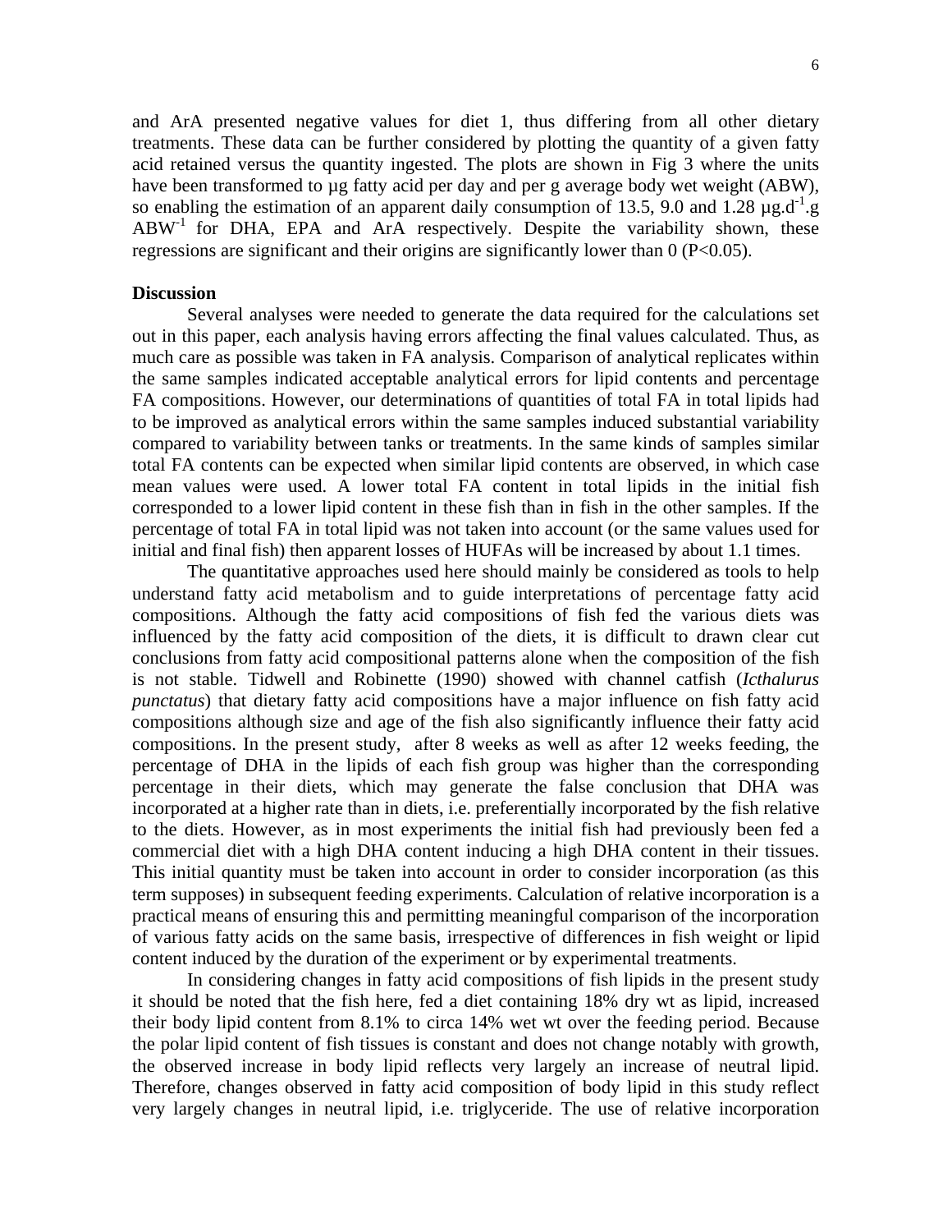and ArA presented negative values for diet 1, thus differing from all other dietary treatments. These data can be further considered by plotting the quantity of a given fatty acid retained versus the quantity ingested. The plots are shown in Fig 3 where the units have been transformed to µg fatty acid per day and per g average body wet weight (ABW), so enabling the estimation of an apparent daily consumption of 13.5, 9.0 and 1.28 $\mu g.d^{-1}.g$ $ABW^{-1}$ for DHA, EPA and ArA respectively. Despite the variability shown, these regressions are significant and their origins are significantly lower than 0 ($P<0.05$).

**Discussion**

Several analyses were needed to generate the data required for the calculations set out in this paper, each analysis having errors affecting the final values calculated. Thus, as much care as possible was taken in FA analysis. Comparison of analytical replicates within the same samples indicated acceptable analytical errors for lipid contents and percentage FA compositions. However, our determinations of quantities of total FA in total lipids had to be improved as analytical errors within the same samples induced substantial variability compared to variability between tanks or treatments. In the same kinds of samples similar total FA contents can be expected when similar lipid contents are observed, in which case mean values were used. A lower total FA content in total lipids in the initial fish corresponded to a lower lipid content in these fish than in fish in the other samples. If the percentage of total FA in total lipid was not taken into account (or the same values used for initial and final fish) then apparent losses of HUFAs will be increased by about 1.1 times.

The quantitative approaches used here should mainly be considered as tools to help understand fatty acid metabolism and to guide interpretations of percentage fatty acid compositions. Although the fatty acid compositions of fish fed the various diets was influenced by the fatty acid composition of the diets, it is difficult to drawn clear cut conclusions from fatty acid compositional patterns alone when the composition of the fish is not stable. Tidwell and Robinette (1990) showed with channel catfish (*Icthalurus punctatus*) that dietary fatty acid compositions have a major influence on fish fatty acid compositions although size and age of the fish also significantly influence their fatty acid compositions. In the present study, after 8 weeks as well as after 12 weeks feeding, the percentage of DHA in the lipids of each fish group was higher than the corresponding percentage in their diets, which may generate the false conclusion that DHA was incorporated at a higher rate than in diets, i.e. preferentially incorporated by the fish relative to the diets. However, as in most experiments the initial fish had previously been fed a commercial diet with a high DHA content inducing a high DHA content in their tissues. This initial quantity must be taken into account in order to consider incorporation (as this term supposes) in subsequent feeding experiments. Calculation of relative incorporation is a practical means of ensuring this and permitting meaningful comparison of the incorporation of various fatty acids on the same basis, irrespective of differences in fish weight or lipid content induced by the duration of the experiment or by experimental treatments.

In considering changes in fatty acid compositions of fish lipids in the present study it should be noted that the fish here, fed a diet containing 18% dry wt as lipid, increased their body lipid content from 8.1% to circa 14% wet wt over the feeding period. Because the polar lipid content of fish tissues is constant and does not change notably with growth, the observed increase in body lipid reflects very largely an increase of neutral lipid. Therefore, changes observed in fatty acid composition of body lipid in this study reflect very largely changes in neutral lipid, i.e. triglyceride. The use of relative incorporation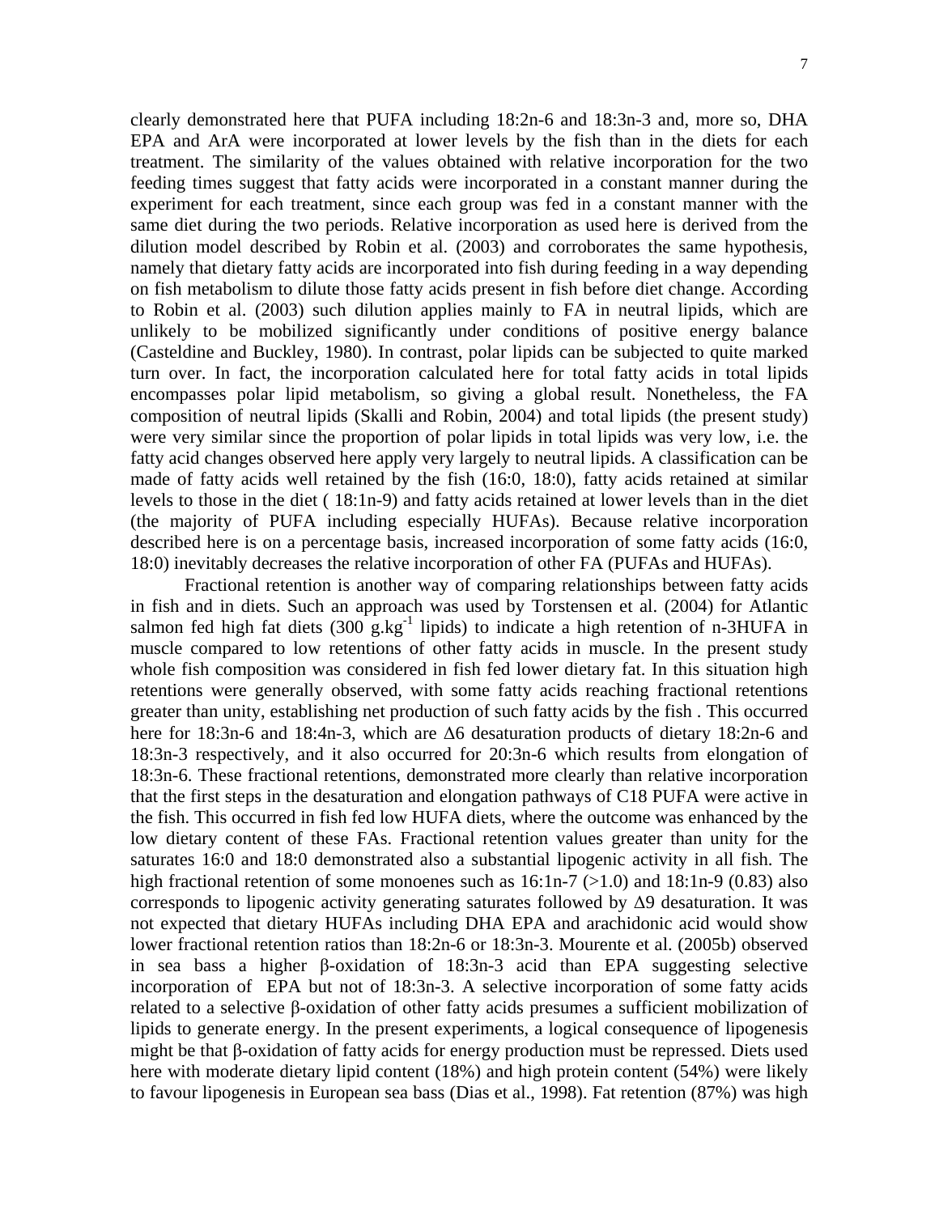clearly demonstrated here that PUFA including 18:2n-6 and 18:3n-3 and, more so, DHA EPA and ArA were incorporated at lower levels by the fish than in the diets for each treatment. The similarity of the values obtained with relative incorporation for the two feeding times suggest that fatty acids were incorporated in a constant manner during the experiment for each treatment, since each group was fed in a constant manner with the same diet during the two periods. Relative incorporation as used here is derived from the dilution model described by Robin et al. (2003) and corroborates the same hypothesis, namely that dietary fatty acids are incorporated into fish during feeding in a way depending on fish metabolism to dilute those fatty acids present in fish before diet change. According to Robin et al. (2003) such dilution applies mainly to FA in neutral lipids, which are unlikely to be mobilized significantly under conditions of positive energy balance (Casteldine and Buckley, 1980). In contrast, polar lipids can be subjected to quite marked turn over. In fact, the incorporation calculated here for total fatty acids in total lipids encompasses polar lipid metabolism, so giving a global result. Nonetheless, the FA composition of neutral lipids (Skalli and Robin, 2004) and total lipids (the present study) were very similar since the proportion of polar lipids in total lipids was very low, i.e. the fatty acid changes observed here apply very largely to neutral lipids. A classification can be made of fatty acids well retained by the fish (16:0, 18:0), fatty acids retained at similar levels to those in the diet ( 18:1n-9) and fatty acids retained at lower levels than in the diet (the majority of PUFA including especially HUFAs). Because relative incorporation described here is on a percentage basis, increased incorporation of some fatty acids (16:0, 18:0) inevitably decreases the relative incorporation of other FA (PUFAs and HUFAs).

Fractional retention is another way of comparing relationships between fatty acids in fish and in diets. Such an approach was used by Torstensen et al. (2004) for Atlantic salmon fed high fat diets (300 $g.kg^{-1}$ lipids) to indicate a high retention of n-3HUFA in muscle compared to low retentions of other fatty acids in muscle. In the present study whole fish composition was considered in fish fed lower dietary fat. In this situation high retentions were generally observed, with some fatty acids reaching fractional retentions greater than unity, establishing net production of such fatty acids by the fish . This occurred here for 18:3n-6 and 18:4n-3, which are $\Delta$6 desaturation products of dietary 18:2n-6 and 18:3n-3 respectively, and it also occurred for 20:3n-6 which results from elongation of 18:3n-6. These fractional retentions, demonstrated more clearly than relative incorporation that the first steps in the desaturation and elongation pathways of C18 PUFA were active in the fish. This occurred in fish fed low HUFA diets, where the outcome was enhanced by the low dietary content of these FAs. Fractional retention values greater than unity for the saturates 16:0 and 18:0 demonstrated also a substantial lipogenic activity in all fish. The high fractional retention of some monoenes such as 16:1n-7 (>1.0) and 18:1n-9 (0.83) also corresponds to lipogenic activity generating saturates followed by $\Delta$9 desaturation. It was not expected that dietary HUFAs including DHA EPA and arachidonic acid would show lower fractional retention ratios than 18:2n-6 or 18:3n-3. Mourente et al. (2005b) observed in sea bass a higher $\beta$-oxidation of 18:3n-3 acid than EPA suggesting selective incorporation of EPA but not of 18:3n-3. A selective incorporation of some fatty acids related to a selective $\beta$-oxidation of other fatty acids presumes a sufficient mobilization of lipids to generate energy. In the present experiments, a logical consequence of lipogenesis might be that $\beta$-oxidation of fatty acids for energy production must be repressed. Diets used here with moderate dietary lipid content (18%) and high protein content (54%) were likely to favour lipogenesis in European sea bass (Dias et al., 1998). Fat retention (87%) was high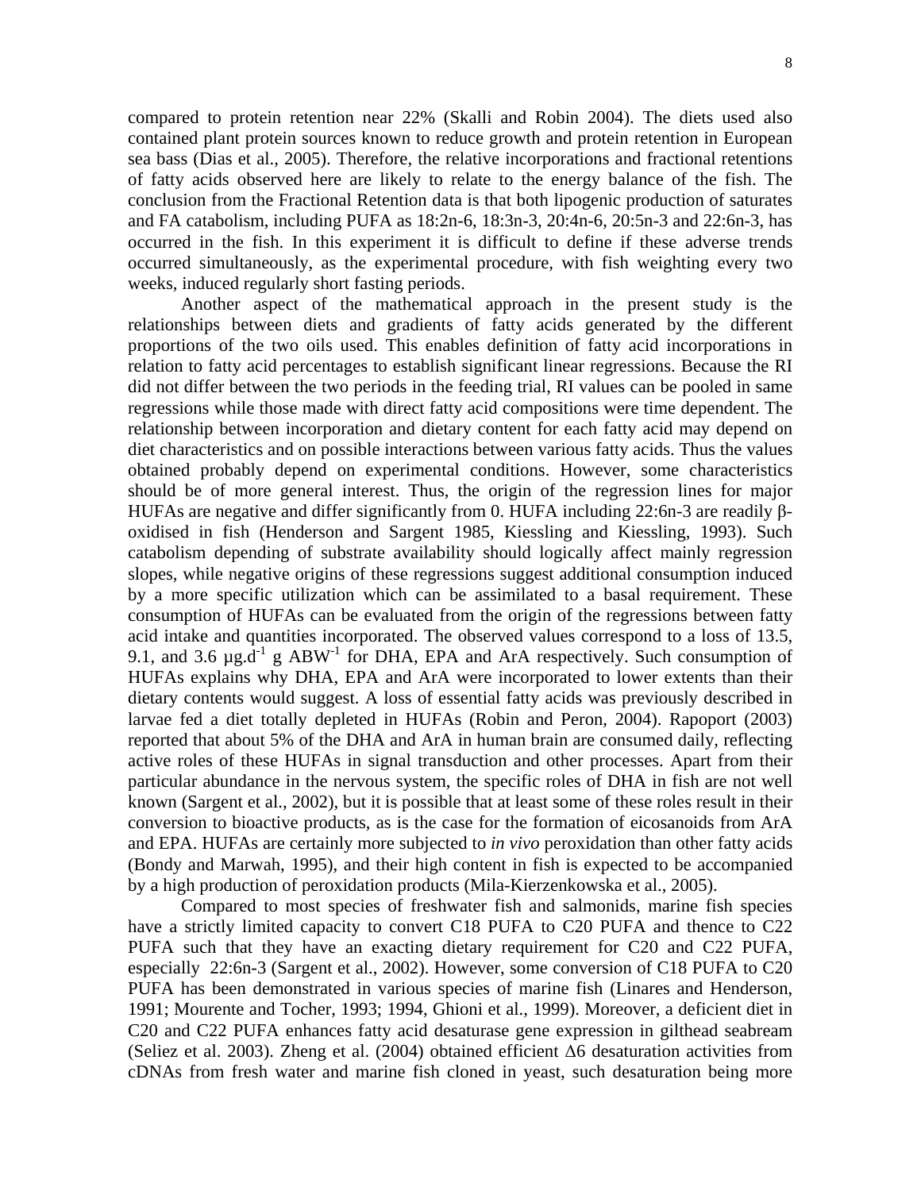compared to protein retention near 22% (Skalli and Robin 2004). The diets used also contained plant protein sources known to reduce growth and protein retention in European sea bass (Dias et al., 2005). Therefore, the relative incorporations and fractional retentions of fatty acids observed here are likely to relate to the energy balance of the fish. The conclusion from the Fractional Retention data is that both lipogenic production of saturates and FA catabolism, including PUFA as 18:2n-6, 18:3n-3, 20:4n-6, 20:5n-3 and 22:6n-3, has occurred in the fish. In this experiment it is difficult to define if these adverse trends occurred simultaneously, as the experimental procedure, with fish weighting every two weeks, induced regularly short fasting periods.

Another aspect of the mathematical approach in the present study is the relationships between diets and gradients of fatty acids generated by the different proportions of the two oils used. This enables definition of fatty acid incorporations in relation to fatty acid percentages to establish significant linear regressions. Because the RI did not differ between the two periods in the feeding trial, RI values can be pooled in same regressions while those made with direct fatty acid compositions were time dependent. The relationship between incorporation and dietary content for each fatty acid may depend on diet characteristics and on possible interactions between various fatty acids. Thus the values obtained probably depend on experimental conditions. However, some characteristics should be of more general interest. Thus, the origin of the regression lines for major HUFAs are negative and differ significantly from 0. HUFA including 22:6n-3 are readily β-oxidised in fish (Henderson and Sargent 1985, Kiessling and Kiessling, 1993). Such catabolism depending of substrate availability should logically affect mainly regression slopes, while negative origins of these regressions suggest additional consumption induced by a more specific utilization which can be assimilated to a basal requirement. These consumption of HUFAs can be evaluated from the origin of the regressions between fatty acid intake and quantities incorporated. The observed values correspond to a loss of 13.5, 9.1, and 3.6 $\mu g.d^{-1}$ g $ABW^{-1}$ for DHA, EPA and ArA respectively. Such consumption of HUFAs explains why DHA, EPA and ArA were incorporated to lower extents than their dietary contents would suggest. A loss of essential fatty acids was previously described in larvae fed a diet totally depleted in HUFAs (Robin and Peron, 2004). Rapoport (2003) reported that about 5% of the DHA and ArA in human brain are consumed daily, reflecting active roles of these HUFAs in signal transduction and other processes. Apart from their particular abundance in the nervous system, the specific roles of DHA in fish are not well known (Sargent et al., 2002), but it is possible that at least some of these roles result in their conversion to bioactive products, as is the case for the formation of eicosanoids from ArA and EPA. HUFAs are certainly more subjected to *in vivo* peroxidation than other fatty acids (Bondy and Marwah, 1995), and their high content in fish is expected to be accompanied by a high production of peroxidation products (Mila-Kierzenkowska et al., 2005).

Compared to most species of freshwater fish and salmonids, marine fish species have a strictly limited capacity to convert C18 PUFA to C20 PUFA and thence to C22 PUFA such that they have an exacting dietary requirement for C20 and C22 PUFA, especially 22:6n-3 (Sargent et al., 2002). However, some conversion of C18 PUFA to C20 PUFA has been demonstrated in various species of marine fish (Linares and Henderson, 1991; Mourente and Tocher, 1993; 1994, Ghioni et al., 1999). Moreover, a deficient diet in C20 and C22 PUFA enhances fatty acid desaturase gene expression in gilthead seabream (Seliez et al. 2003). Zheng et al. (2004) obtained efficient Δ6 desaturation activities from cDNAs from fresh water and marine fish cloned in yeast, such desaturation being more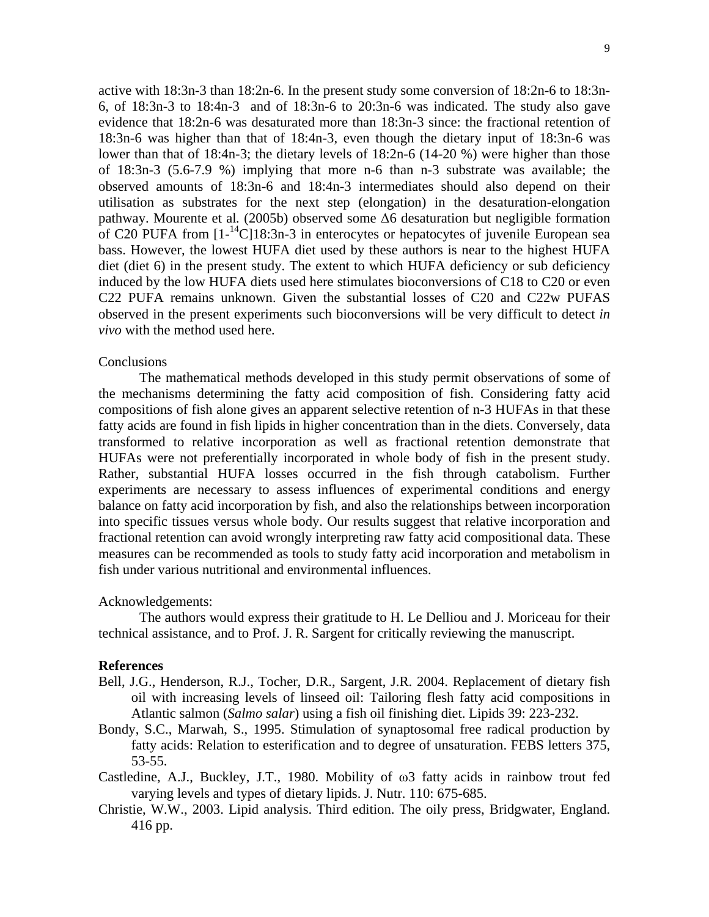active with 18:3n-3 than 18:2n-6. In the present study some conversion of 18:2n-6 to 18:3n-6, of 18:3n-3 to 18:4n-3 and of 18:3n-6 to 20:3n-6 was indicated. The study also gave evidence that 18:2n-6 was desaturated more than 18:3n-3 since: the fractional retention of 18:3n-6 was higher than that of 18:4n-3, even though the dietary input of 18:3n-6 was lower than that of 18:4n-3; the dietary levels of 18:2n-6 (14-20 %) were higher than those of 18:3n-3 (5.6-7.9 %) implying that more n-6 than n-3 substrate was available; the observed amounts of 18:3n-6 and 18:4n-3 intermediates should also depend on their utilisation as substrates for the next step (elongation) in the desaturation-elongation pathway. Mourente et al. (2005b) observed some $\Delta 6$ desaturation but negligible formation of C20 PUFA from [1-$^{14}$C]18:3n-3 in enterocytes or hepatocytes of juvenile European sea bass. However, the lowest HUFA diet used by these authors is near to the highest HUFA diet (diet 6) in the present study. The extent to which HUFA deficiency or sub deficiency induced by the low HUFA diets used here stimulates bioconversions of C18 to C20 or even C22 PUFA remains unknown. Given the substantial losses of C20 and C22w PUFAS observed in the present experiments such bioconversions will be very difficult to detect *in vivo* with the method used here.

## Conclusions

The mathematical methods developed in this study permit observations of some of the mechanisms determining the fatty acid composition of fish. Considering fatty acid compositions of fish alone gives an apparent selective retention of n-3 HUFAs in that these fatty acids are found in fish lipids in higher concentration than in the diets. Conversely, data transformed to relative incorporation as well as fractional retention demonstrate that HUFAs were not preferentially incorporated in whole body of fish in the present study. Rather, substantial HUFA losses occurred in the fish through catabolism. Further experiments are necessary to assess influences of experimental conditions and energy balance on fatty acid incorporation by fish, and also the relationships between incorporation into specific tissues versus whole body. Our results suggest that relative incorporation and fractional retention can avoid wrongly interpreting raw fatty acid compositional data. These measures can be recommended as tools to study fatty acid incorporation and metabolism in fish under various nutritional and environmental influences.

## Acknowledgements:

The authors would express their gratitude to H. Le Delliou and J. Moriceau for their technical assistance, and to Prof. J. R. Sargent for critically reviewing the manuscript.

## References

Bell, J.G., Henderson, R.J., Tocher, D.R., Sargent, J.R. 2004. Replacement of dietary fish oil with increasing levels of linseed oil: Tailoring flesh fatty acid compositions in Atlantic salmon (*Salmo salar*) using a fish oil finishing diet. Lipids 39: 223-232.

Bondy, S.C., Marwah, S., 1995. Stimulation of synaptosomal free radical production by fatty acids: Relation to esterification and to degree of unsaturation. FEBS letters 375, 53-55.

Castledine, A.J., Buckley, J.T., 1980. Mobility of ω3 fatty acids in rainbow trout fed varying levels and types of dietary lipids. J. Nutr. 110: 675-685.

Christie, W.W., 2003. Lipid analysis. Third edition. The oily press, Bridgwater, England. 416 pp.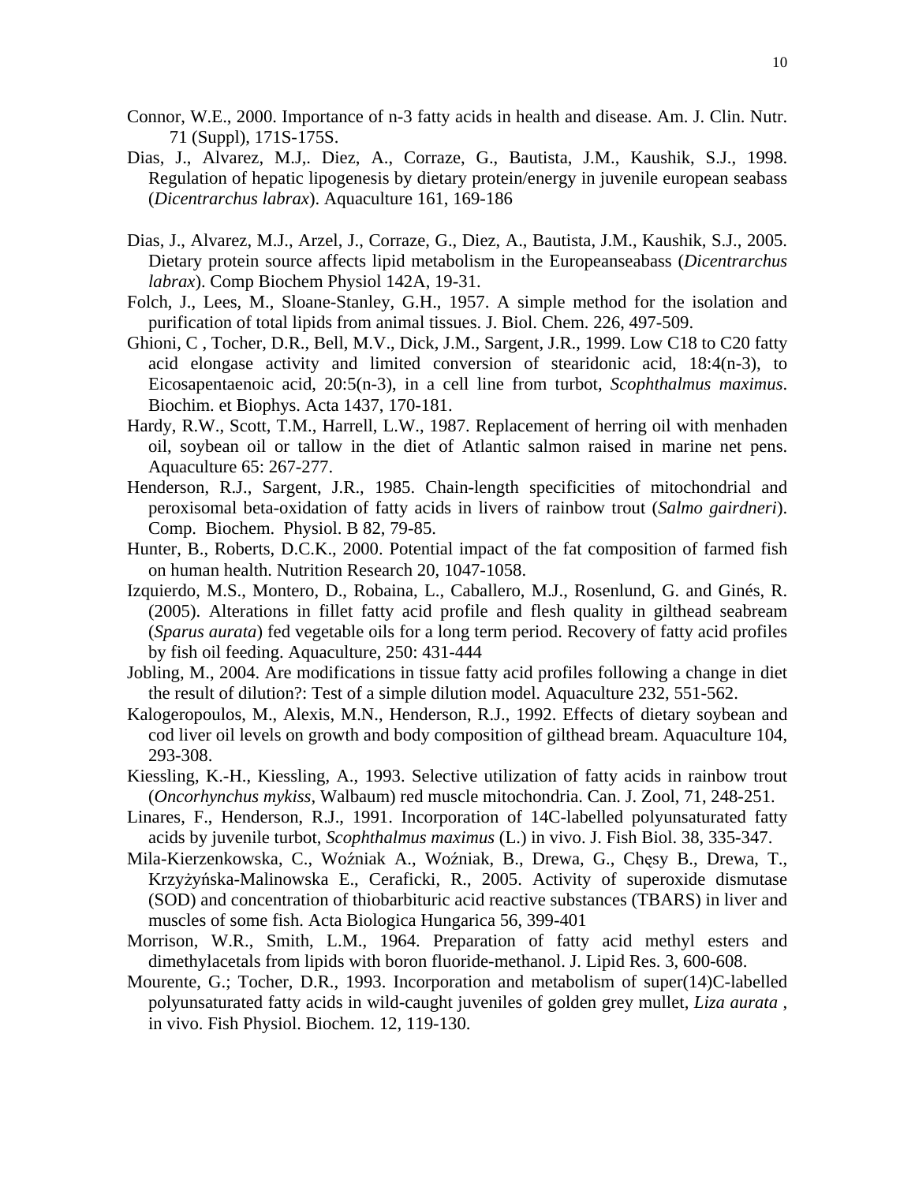Connor, W.E., 2000. Importance of n-3 fatty acids in health and disease. Am. J. Clin. Nutr. 71 (Suppl), 171S-175S.

Dias, J., Alvarez, M.J,. Diez, A., Corraze, G., Bautista, J.M., Kaushik, S.J., 1998. Regulation of hepatic lipogenesis by dietary protein/energy in juvenile european seabass (*Dicentrarchus labrax*). Aquaculture 161, 169-186

Dias, J., Alvarez, M.J., Arzel, J., Corraze, G., Diez, A., Bautista, J.M., Kaushik, S.J., 2005. Dietary protein source affects lipid metabolism in the Europeanseabass (*Dicentrarchus labrax*). Comp Biochem Physiol 142A, 19-31.

Folch, J., Lees, M., Sloane-Stanley, G.H., 1957. A simple method for the isolation and purification of total lipids from animal tissues. J. Biol. Chem. 226, 497-509.

Ghioni, C , Tocher, D.R., Bell, M.V., Dick, J.M., Sargent, J.R., 1999. Low C18 to C20 fatty acid elongase activity and limited conversion of stearidonic acid, 18:4(n-3), to Eicosapentaenoic acid, 20:5(n-3), in a cell line from turbot, *Scophthalmus maximus*. Biochim. et Biophys. Acta 1437, 170-181.

Hardy, R.W., Scott, T.M., Harrell, L.W., 1987. Replacement of herring oil with menhaden oil, soybean oil or tallow in the diet of Atlantic salmon raised in marine net pens. Aquaculture 65: 267-277.

Henderson, R.J., Sargent, J.R., 1985. Chain-length specificities of mitochondrial and peroxisomal beta-oxidation of fatty acids in livers of rainbow trout (*Salmo gairdneri*). Comp. Biochem. Physiol. B 82, 79-85.

Hunter, B., Roberts, D.C.K., 2000. Potential impact of the fat composition of farmed fish on human health. Nutrition Research 20, 1047-1058.

Izquierdo, M.S., Montero, D., Robaina, L., Caballero, M.J., Rosenlund, G. and Ginés, R. (2005). Alterations in fillet fatty acid profile and flesh quality in gilthead seabream (*Sparus aurata*) fed vegetable oils for a long term period. Recovery of fatty acid profiles by fish oil feeding. Aquaculture, 250: 431-444

Jobling, M., 2004. Are modifications in tissue fatty acid profiles following a change in diet the result of dilution?: Test of a simple dilution model. Aquaculture 232, 551-562.

Kalogeropoulos, M., Alexis, M.N., Henderson, R.J., 1992. Effects of dietary soybean and cod liver oil levels on growth and body composition of gilthead bream. Aquaculture 104, 293-308.

Kiessling, K.-H., Kiessling, A., 1993. Selective utilization of fatty acids in rainbow trout (*Oncorhynchus mykiss*, Walbaum) red muscle mitochondria. Can. J. Zool, 71, 248-251.

Linares, F., Henderson, R.J., 1991. Incorporation of 14C-labelled polyunsaturated fatty acids by juvenile turbot, *Scophthalmus maximus* (L.) in vivo. J. Fish Biol. 38, 335-347.

Mila-Kierzenkowska, C., Woźniak A., Woźniak, B., Drewa, G., Chęsy B., Drewa, T., Krzyżyńska-Malinowska E., Ceraficki, R., 2005. Activity of superoxide dismutase (SOD) and concentration of thiobarbituric acid reactive substances (TBARS) in liver and muscles of some fish. Acta Biologica Hungarica 56, 399-401

Morrison, W.R., Smith, L.M., 1964. Preparation of fatty acid methyl esters and dimethylacetals from lipids with boron fluoride-methanol. J. Lipid Res. 3, 600-608.

Mourente, G.; Tocher, D.R., 1993. Incorporation and metabolism of super(14)C-labelled polyunsaturated fatty acids in wild-caught juveniles of golden grey mullet, *Liza aurata* , in vivo. Fish Physiol. Biochem. 12, 119-130.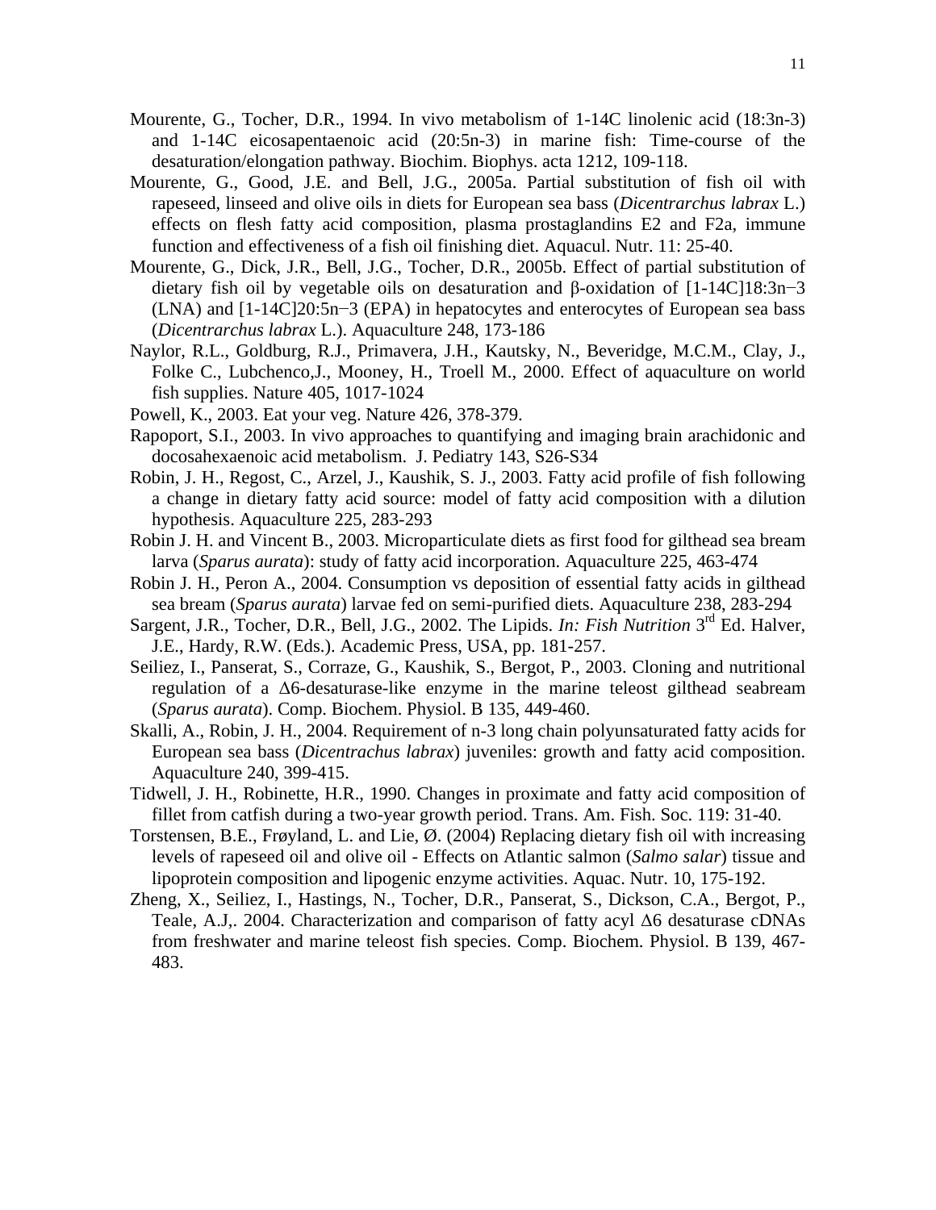Mourente, G., Tocher, D.R., 1994. In vivo metabolism of 1-14C linolenic acid (18:3n-3) and 1-14C eicosapentaenoic acid (20:5n-3) in marine fish: Time-course of the desaturation/elongation pathway. Biochim. Biophys. acta 1212, 109-118.

Mourente, G., Good, J.E. and Bell, J.G., 2005a. Partial substitution of fish oil with rapeseed, linseed and olive oils in diets for European sea bass (*Dicentrarchus labrax* L.) effects on flesh fatty acid composition, plasma prostaglandins E2 and F2a, immune function and effectiveness of a fish oil finishing diet. Aquacul. Nutr. 11: 25-40.

Mourente, G., Dick, J.R., Bell, J.G., Tocher, D.R., 2005b. Effect of partial substitution of dietary fish oil by vegetable oils on desaturation and β-oxidation of [1-14C]18:3n−3 (LNA) and [1-14C]20:5n−3 (EPA) in hepatocytes and enterocytes of European sea bass (*Dicentrarchus labrax* L.). Aquaculture 248, 173-186

Naylor, R.L., Goldburg, R.J., Primavera, J.H., Kautsky, N., Beveridge, M.C.M., Clay, J., Folke C., Lubchenco,J., Mooney, H., Troell M., 2000. Effect of aquaculture on world fish supplies. Nature 405, 1017-1024

Powell, K., 2003. Eat your veg. Nature 426, 378-379.

Rapoport, S.I., 2003. In vivo approaches to quantifying and imaging brain arachidonic and docosahexaenoic acid metabolism. J. Pediatry 143, S26-S34

Robin, J. H., Regost, C., Arzel, J., Kaushik, S. J., 2003. Fatty acid profile of fish following a change in dietary fatty acid source: model of fatty acid composition with a dilution hypothesis. Aquaculture 225, 283-293

Robin J. H. and Vincent B., 2003. Microparticulate diets as first food for gilthead sea bream larva (*Sparus aurata*): study of fatty acid incorporation. Aquaculture 225, 463-474

Robin J. H., Peron A., 2004. Consumption vs deposition of essential fatty acids in gilthead sea bream (*Sparus aurata*) larvae fed on semi-purified diets. Aquaculture 238, 283-294

Sargent, J.R., Tocher, D.R., Bell, J.G., 2002. The Lipids. *In: Fish Nutrition* 3rd Ed. Halver, J.E., Hardy, R.W. (Eds.). Academic Press, USA, pp. 181-257.

Seiliez, I., Panserat, S., Corraze, G., Kaushik, S., Bergot, P., 2003. Cloning and nutritional regulation of a Δ6-desaturase-like enzyme in the marine teleost gilthead seabream (*Sparus aurata*). Comp. Biochem. Physiol. B 135, 449-460.

Skalli, A., Robin, J. H., 2004. Requirement of n-3 long chain polyunsaturated fatty acids for European sea bass (*Dicentrachus labrax*) juveniles: growth and fatty acid composition. Aquaculture 240, 399-415.

Tidwell, J. H., Robinette, H.R., 1990. Changes in proximate and fatty acid composition of fillet from catfish during a two-year growth period. Trans. Am. Fish. Soc. 119: 31-40.

Torstensen, B.E., Frøyland, L. and Lie, Ø. (2004) Replacing dietary fish oil with increasing levels of rapeseed oil and olive oil - Effects on Atlantic salmon (*Salmo salar*) tissue and lipoprotein composition and lipogenic enzyme activities. Aquac. Nutr. 10, 175-192.

Zheng, X., Seiliez, I., Hastings, N., Tocher, D.R., Panserat, S., Dickson, C.A., Bergot, P., Teale, A.J,. 2004. Characterization and comparison of fatty acyl Δ6 desaturase cDNAs from freshwater and marine teleost fish species. Comp. Biochem. Physiol. B 139, 467-483.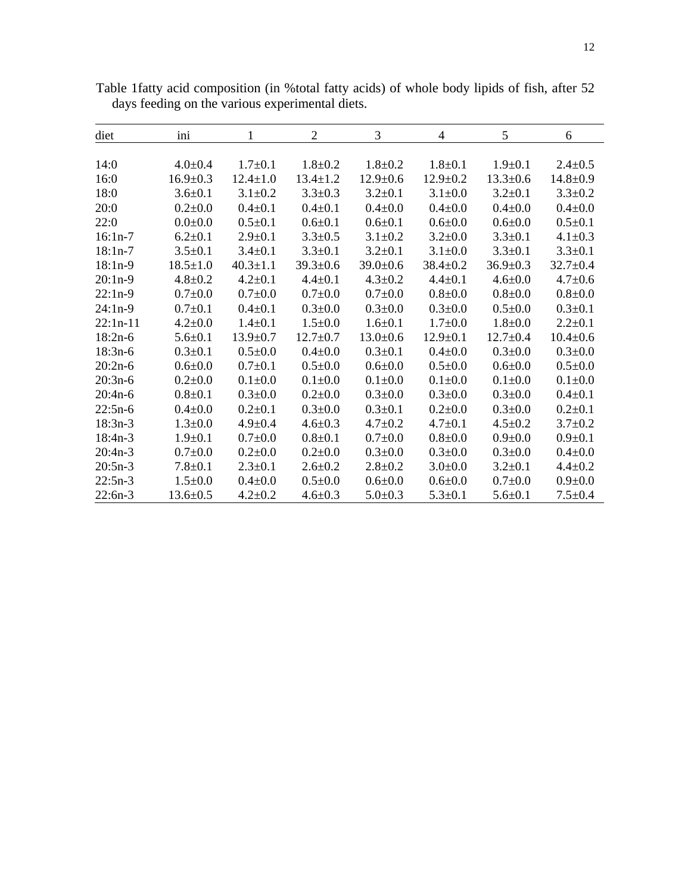Table 1fatty acid composition (in %total fatty acids) of whole body lipids of fish, after 52 days feeding on the various experimental diets.

| diet | ini | 1 | 2 | 3 | 4 | 5 | 6 |
|---|---|---|---|---|---|---|---|
| 14:0 | 4.0±0.4 | 1.7±0.1 | 1.8±0.2 | 1.8±0.2 | 1.8±0.1 | 1.9±0.1 | 2.4±0.5 |
| 16:0 | 16.9±0.3 | 12.4±1.0 | 13.4±1.2 | 12.9±0.6 | 12.9±0.2 | 13.3±0.6 | 14.8±0.9 |
| 18:0 | 3.6±0.1 | 3.1±0.2 | 3.3±0.3 | 3.2±0.1 | 3.1±0.0 | 3.2±0.1 | 3.3±0.2 |
| 20:0 | 0.2±0.0 | 0.4±0.1 | 0.4±0.1 | 0.4±0.0 | 0.4±0.0 | 0.4±0.0 | 0.4±0.0 |
| 22:0 | 0.0±0.0 | 0.5±0.1 | 0.6±0.1 | 0.6±0.1 | 0.6±0.0 | 0.6±0.0 | 0.5±0.1 |
| 16:1n-7 | 6.2±0.1 | 2.9±0.1 | 3.3±0.5 | 3.1±0.2 | 3.2±0.0 | 3.3±0.1 | 4.1±0.3 |
| 18:1n-7 | 3.5±0.1 | 3.4±0.1 | 3.3±0.1 | 3.2±0.1 | 3.1±0.0 | 3.3±0.1 | 3.3±0.1 |
| 18:1n-9 | 18.5±1.0 | 40.3±1.1 | 39.3±0.6 | 39.0±0.6 | 38.4±0.2 | 36.9±0.3 | 32.7±0.4 |
| 20:1n-9 | 4.8±0.2 | 4.2±0.1 | 4.4±0.1 | 4.3±0.2 | 4.4±0.1 | 4.6±0.0 | 4.7±0.6 |
| 22:1n-9 | 0.7±0.0 | 0.7±0.0 | 0.7±0.0 | 0.7±0.0 | 0.8±0.0 | 0.8±0.0 | 0.8±0.0 |
| 24:1n-9 | 0.7±0.1 | 0.4±0.1 | 0.3±0.0 | 0.3±0.0 | 0.3±0.0 | 0.5±0.0 | 0.3±0.1 |
| 22:1n-11 | 4.2±0.0 | 1.4±0.1 | 1.5±0.0 | 1.6±0.1 | 1.7±0.0 | 1.8±0.0 | 2.2±0.1 |
| 18:2n-6 | 5.6±0.1 | 13.9±0.7 | 12.7±0.7 | 13.0±0.6 | 12.9±0.1 | 12.7±0.4 | 10.4±0.6 |
| 18:3n-6 | 0.3±0.1 | 0.5±0.0 | 0.4±0.0 | 0.3±0.1 | 0.4±0.0 | 0.3±0.0 | 0.3±0.0 |
| 20:2n-6 | 0.6±0.0 | 0.7±0.1 | 0.5±0.0 | 0.6±0.0 | 0.5±0.0 | 0.6±0.0 | 0.5±0.0 |
| 20:3n-6 | 0.2±0.0 | 0.1±0.0 | 0.1±0.0 | 0.1±0.0 | 0.1±0.0 | 0.1±0.0 | 0.1±0.0 |
| 20:4n-6 | 0.8±0.1 | 0.3±0.0 | 0.2±0.0 | 0.3±0.0 | 0.3±0.0 | 0.3±0.0 | 0.4±0.1 |
| 22:5n-6 | 0.4±0.0 | 0.2±0.1 | 0.3±0.0 | 0.3±0.1 | 0.2±0.0 | 0.3±0.0 | 0.2±0.1 |
| 18:3n-3 | 1.3±0.0 | 4.9±0.4 | 4.6±0.3 | 4.7±0.2 | 4.7±0.1 | 4.5±0.2 | 3.7±0.2 |
| 18:4n-3 | 1.9±0.1 | 0.7±0.0 | 0.8±0.1 | 0.7±0.0 | 0.8±0.0 | 0.9±0.0 | 0.9±0.1 |
| 20:4n-3 | 0.7±0.0 | 0.2±0.0 | 0.2±0.0 | 0.3±0.0 | 0.3±0.0 | 0.3±0.0 | 0.4±0.0 |
| 20:5n-3 | 7.8±0.1 | 2.3±0.1 | 2.6±0.2 | 2.8±0.2 | 3.0±0.0 | 3.2±0.1 | 4.4±0.2 |
| 22:5n-3 | 1.5±0.0 | 0.4±0.0 | 0.5±0.0 | 0.6±0.0 | 0.6±0.0 | 0.7±0.0 | 0.9±0.0 |
| 22:6n-3 | 13.6±0.5 | 4.2±0.2 | 4.6±0.3 | 5.0±0.3 | 5.3±0.1 | 5.6±0.1 | 7.5±0.4 |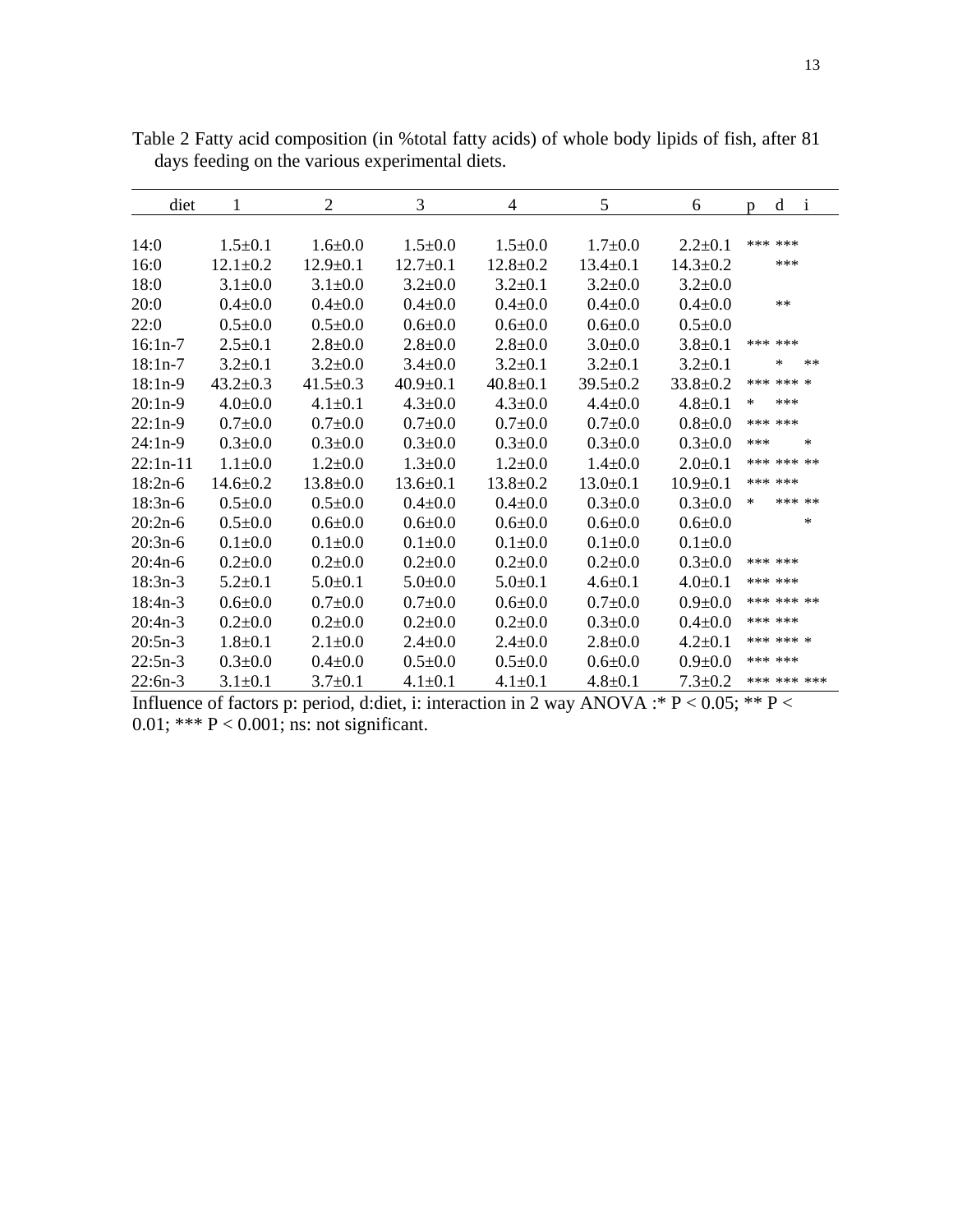Table 2 Fatty acid composition (in %total fatty acids) of whole body lipids of fish, after 81 days feeding on the various experimental diets.

| diet | 1 | 2 | 3 | 4 | 5 | 6 | p | d | i |
|---|---|---|---|---|---|---|---|---|---|
| 14:0 | 1.5±0.1 | 1.6±0.0 | 1.5±0.0 | 1.5±0.0 | 1.7±0.0 | 2.2±0.1 | *** | *** | |
| 16:0 | 12.1±0.2 | 12.9±0.1 | 12.7±0.1 | 12.8±0.2 | 13.4±0.1 | 14.3±0.2 | | *** | |
| 18:0 | 3.1±0.0 | 3.1±0.0 | 3.2±0.0 | 3.2±0.1 | 3.2±0.0 | 3.2±0.0 | | | |
| 20:0 | 0.4±0.0 | 0.4±0.0 | 0.4±0.0 | 0.4±0.0 | 0.4±0.0 | 0.4±0.0 | | ** | |
| 22:0 | 0.5±0.0 | 0.5±0.0 | 0.6±0.0 | 0.6±0.0 | 0.6±0.0 | 0.5±0.0 | | | |
| 16:1n-7 | 2.5±0.1 | 2.8±0.0 | 2.8±0.0 | 2.8±0.0 | 3.0±0.0 | 3.8±0.1 | *** | *** | |
| 18:1n-7 | 3.2±0.1 | 3.2±0.0 | 3.4±0.0 | 3.2±0.1 | 3.2±0.1 | 3.2±0.1 | | * | ** |
| 18:1n-9 | 43.2±0.3 | 41.5±0.3 | 40.9±0.1 | 40.8±0.1 | 39.5±0.2 | 33.8±0.2 | *** | *** | * |
| 20:1n-9 | 4.0±0.0 | 4.1±0.1 | 4.3±0.0 | 4.3±0.0 | 4.4±0.0 | 4.8±0.1 | * | *** | |
| 22:1n-9 | 0.7±0.0 | 0.7±0.0 | 0.7±0.0 | 0.7±0.0 | 0.7±0.0 | 0.8±0.0 | *** | *** | |
| 24:1n-9 | 0.3±0.0 | 0.3±0.0 | 0.3±0.0 | 0.3±0.0 | 0.3±0.0 | 0.3±0.0 | *** | | * |
| 22:1n-11 | 1.1±0.0 | 1.2±0.0 | 1.3±0.0 | 1.2±0.0 | 1.4±0.0 | 2.0±0.1 | *** | *** | ** |
| 18:2n-6 | 14.6±0.2 | 13.8±0.0 | 13.6±0.1 | 13.8±0.2 | 13.0±0.1 | 10.9±0.1 | *** | *** | |
| 18:3n-6 | 0.5±0.0 | 0.5±0.0 | 0.4±0.0 | 0.4±0.0 | 0.3±0.0 | 0.3±0.0 | * | *** | ** |
| 20:2n-6 | 0.5±0.0 | 0.6±0.0 | 0.6±0.0 | 0.6±0.0 | 0.6±0.0 | 0.6±0.0 | | | * |
| 20:3n-6 | 0.1±0.0 | 0.1±0.0 | 0.1±0.0 | 0.1±0.0 | 0.1±0.0 | 0.1±0.0 | | | |
| 20:4n-6 | 0.2±0.0 | 0.2±0.0 | 0.2±0.0 | 0.2±0.0 | 0.2±0.0 | 0.3±0.0 | *** | *** | |
| 18:3n-3 | 5.2±0.1 | 5.0±0.1 | 5.0±0.0 | 5.0±0.1 | 4.6±0.1 | 4.0±0.1 | *** | *** | |
| 18:4n-3 | 0.6±0.0 | 0.7±0.0 | 0.7±0.0 | 0.6±0.0 | 0.7±0.0 | 0.9±0.0 | *** | *** | ** |
| 20:4n-3 | 0.2±0.0 | 0.2±0.0 | 0.2±0.0 | 0.2±0.0 | 0.3±0.0 | 0.4±0.0 | *** | *** | |
| 20:5n-3 | 1.8±0.1 | 2.1±0.0 | 2.4±0.0 | 2.4±0.0 | 2.8±0.0 | 4.2±0.1 | *** | *** | * |
| 22:5n-3 | 0.3±0.0 | 0.4±0.0 | 0.5±0.0 | 0.5±0.0 | 0.6±0.0 | 0.9±0.0 | *** | *** | |
| 22:6n-3 | 3.1±0.1 | 3.7±0.1 | 4.1±0.1 | 4.1±0.1 | 4.8±0.1 | 7.3±0.2 | *** | *** | *** |

Influence of factors p: period, d:diet, i: interaction in 2 way ANOVA :* $P < 0.05$; ** $P < 0.01$; *** $P < 0.001$; ns: not significant.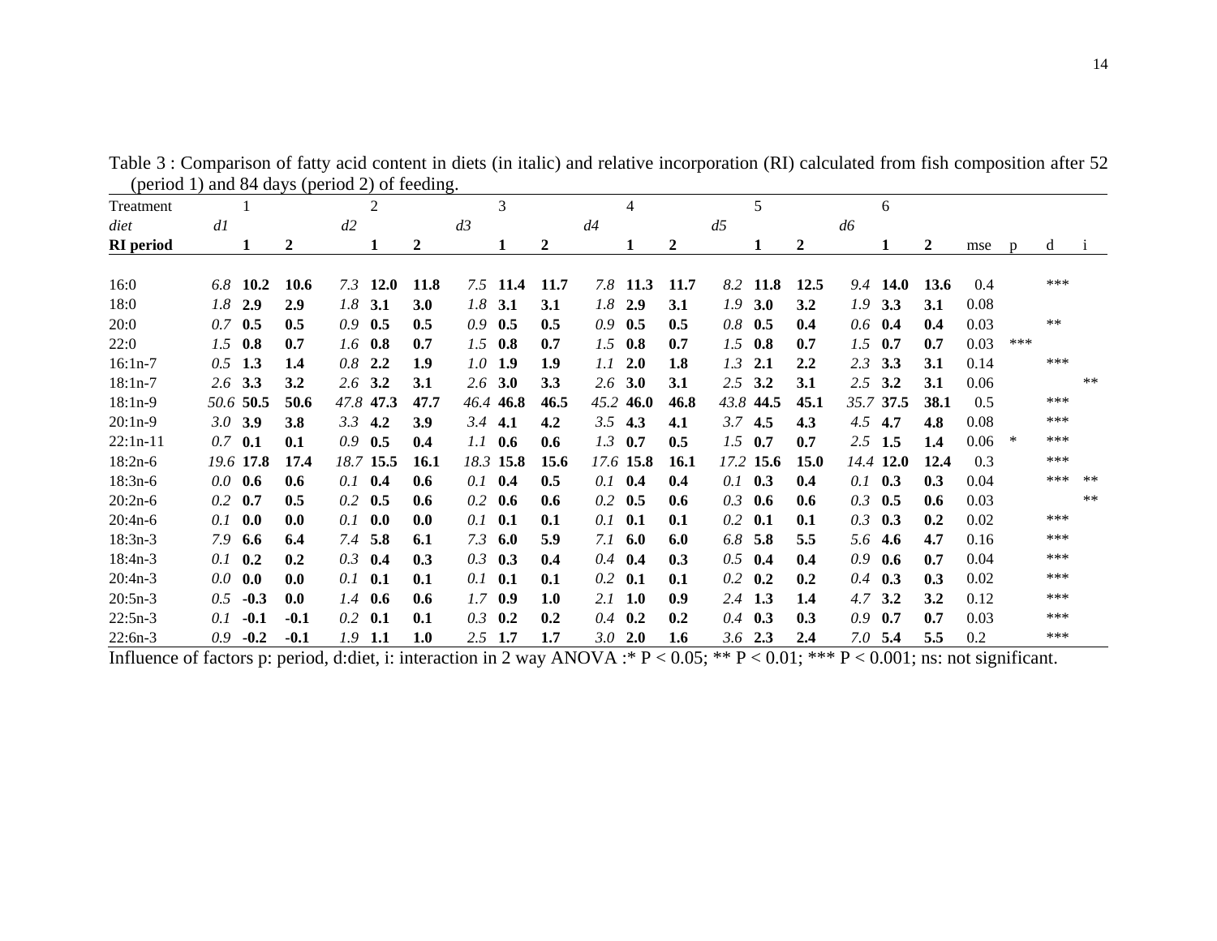Table 3 : Comparison of fatty acid content in diets (in italic) and relative incorporation (RI) calculated from fish composition after 52 (period 1) and 84 days (period 2) of feeding.

| Treatment | 1 | | | 2 | | | 3 | | | 4 | | | 5 | | | 6 | | | | | | |
|---|---|---|---|---|---|---|---|---|---|---|---|---|---|---|---|---|---|---|---|---|---|---|
| *diet* | *d1* | | | *d2* | | | *d3* | | | *d4* | | | *d5* | | | *d6* | | | | | | |
| **RI period** | | **1** | **2** | | **1** | **2** | | **1** | **2** | | **1** | **2** | | **1** | **2** | | **1** | **2** | mse | p | d | i |
| 16:0 | *6.8* | **10.2** | **10.6** | *7.3* | **12.0** | **11.8** | *7.5* | **11.4** | **11.7** | *7.8* | **11.3** | **11.7** | *8.2* | **11.8** | **12.5** | *9.4* | **14.0** | **13.6** | 0.4 | | *** | |
| 18:0 | *1.8* | **2.9** | **2.9** | *1.8* | **3.1** | **3.0** | *1.8* | **3.1** | **3.1** | *1.8* | **2.9** | **3.1** | *1.9* | **3.0** | **3.2** | *1.9* | **3.3** | **3.1** | 0.08 | | | |
| 20:0 | *0.7* | **0.5** | **0.5** | *0.9* | **0.5** | **0.5** | *0.9* | **0.5** | **0.5** | *0.9* | **0.5** | **0.5** | *0.8* | **0.5** | **0.4** | *0.6* | **0.4** | **0.4** | 0.03 | | ** | |
| 22:0 | *1.5* | **0.8** | **0.7** | *1.6* | **0.8** | **0.7** | *1.5* | **0.8** | **0.7** | *1.5* | **0.8** | **0.7** | *1.5* | **0.8** | **0.7** | *1.5* | **0.7** | **0.7** | 0.03 | *** | | |
| 16:1n-7 | *0.5* | **1.3** | **1.4** | *0.8* | **2.2** | **1.9** | *1.0* | **1.9** | **1.9** | *1.1* | **2.0** | **1.8** | *1.3* | **2.1** | **2.2** | *2.3* | **3.3** | **3.1** | 0.14 | | *** | |
| 18:1n-7 | *2.6* | **3.3** | **3.2** | *2.6* | **3.2** | **3.1** | *2.6* | **3.0** | **3.3** | *2.6* | **3.0** | **3.1** | *2.5* | **3.2** | **3.1** | *2.5* | **3.2** | **3.1** | 0.06 | | | ** |
| 18:1n-9 | *50.6* | **50.5** | **50.6** | *47.8* | **47.3** | **47.7** | *46.4* | **46.8** | **46.5** | *45.2* | **46.0** | **46.8** | *43.8* | **44.5** | **45.1** | *35.7* | **37.5** | **38.1** | 0.5 | | *** | |
| 20:1n-9 | *3.0* | **3.9** | **3.8** | *3.3* | **4.2** | **3.9** | *3.4* | **4.1** | **4.2** | *3.5* | **4.3** | **4.1** | *3.7* | **4.5** | **4.3** | *4.5* | **4.7** | **4.8** | 0.08 | | *** | |
| 22:1n-11 | *0.7* | **0.1** | **0.1** | *0.9* | **0.5** | **0.4** | *1.1* | **0.6** | **0.6** | *1.3* | **0.7** | **0.5** | *1.5* | **0.7** | **0.7** | *2.5* | **1.5** | **1.4** | 0.06 | * | *** | |
| 18:2n-6 | *19.6* | **17.8** | **17.4** | *18.7* | **15.5** | **16.1** | *18.3* | **15.8** | **15.6** | *17.6* | **15.8** | **16.1** | *17.2* | **15.6** | **15.0** | *14.4* | **12.0** | **12.4** | 0.3 | | *** | |
| 18:3n-6 | *0.0* | **0.6** | **0.6** | *0.1* | **0.4** | **0.6** | *0.1* | **0.4** | **0.5** | *0.1* | **0.4** | **0.4** | *0.1* | **0.3** | **0.4** | *0.1* | **0.3** | **0.3** | 0.04 | | *** | ** |
| 20:2n-6 | *0.2* | **0.7** | **0.5** | *0.2* | **0.5** | **0.6** | *0.2* | **0.6** | **0.6** | *0.2* | **0.5** | **0.6** | *0.3* | **0.6** | **0.6** | *0.3* | **0.5** | **0.6** | 0.03 | | | ** |
| 20:4n-6 | *0.1* | **0.0** | **0.0** | *0.1* | **0.0** | **0.0** | *0.1* | **0.1** | **0.1** | *0.1* | **0.1** | **0.1** | *0.2* | **0.1** | **0.1** | *0.3* | **0.3** | **0.2** | 0.02 | | *** | |
| 18:3n-3 | *7.9* | **6.6** | **6.4** | *7.4* | **5.8** | **6.1** | *7.3* | **6.0** | **5.9** | *7.1* | **6.0** | **6.0** | *6.8* | **5.8** | **5.5** | *5.6* | **4.6** | **4.7** | 0.16 | | *** | |
| 18:4n-3 | *0.1* | **0.2** | **0.2** | *0.3* | **0.4** | **0.3** | *0.3* | **0.3** | **0.4** | *0.4* | **0.4** | **0.3** | *0.5* | **0.4** | **0.4** | *0.9* | **0.6** | **0.7** | 0.04 | | *** | |
| 20:4n-3 | *0.0* | **0.0** | **0.0** | *0.1* | **0.1** | **0.1** | *0.1* | **0.1** | **0.1** | *0.2* | **0.1** | **0.1** | *0.2* | **0.2** | **0.2** | *0.4* | **0.3** | **0.3** | 0.02 | | *** | |
| 20:5n-3 | *0.5* | **-0.3** | **0.0** | *1.4* | **0.6** | **0.6** | *1.7* | **0.9** | **1.0** | *2.1* | **1.0** | **0.9** | *2.4* | **1.3** | **1.4** | *4.7* | **3.2** | **3.2** | 0.12 | | *** | |
| 22:5n-3 | *0.1* | **-0.1** | **-0.1** | *0.2* | **0.1** | **0.1** | *0.3* | **0.2** | **0.2** | *0.4* | **0.2** | **0.2** | *0.4* | **0.3** | **0.3** | *0.9* | **0.7** | **0.7** | 0.03 | | *** | |
| 22:6n-3 | *0.9* | **-0.2** | **-0.1** | *1.9* | **1.1** | **1.0** | *2.5* | **1.7** | **1.7** | *3.0* | **2.0** | **1.6** | *3.6* | **2.3** | **2.4** | *7.0* | **5.4** | **5.5** | 0.2 | | *** | |

Influence of factors p: period, d:diet, i: interaction in 2 way ANOVA :* P < 0.05; ** P < 0.01; *** P < 0.001; ns: not significant.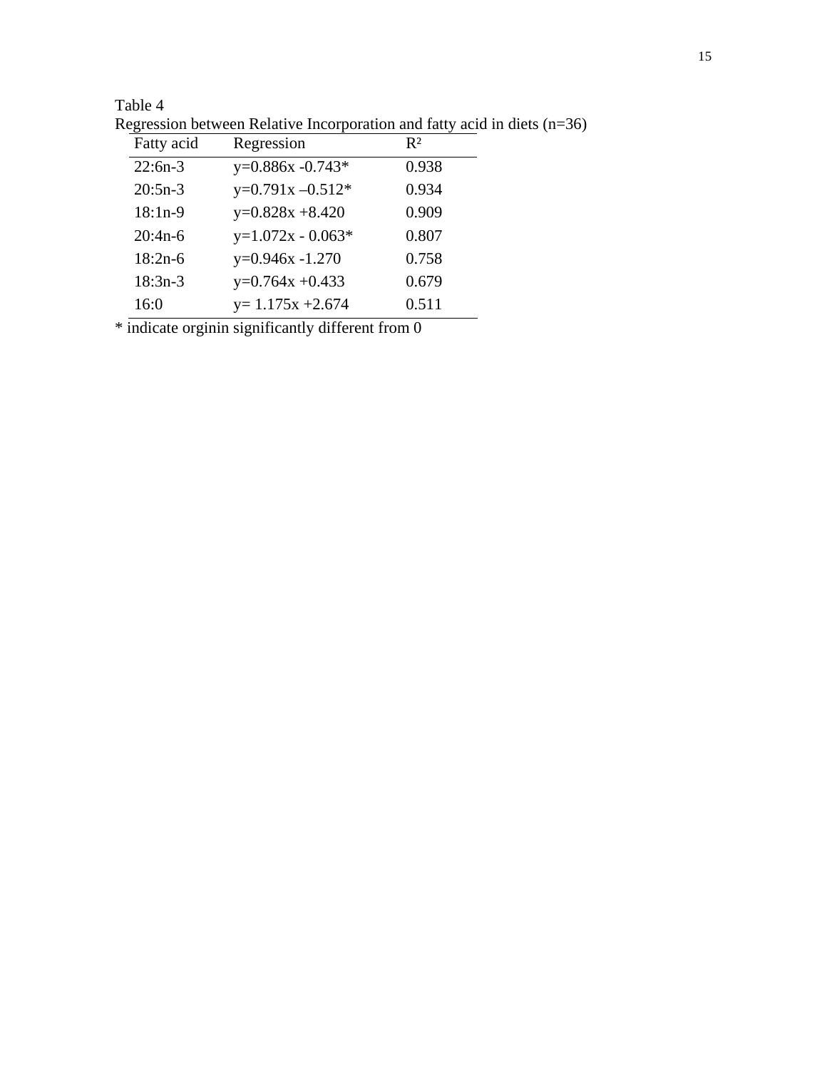Table 4

Regression between Relative Incorporation and fatty acid in diets (n=36)

| Fatty acid | Regression | $R^2$ |
|---|---|---|
| 22:6n-3 | y=0.886x -0.743* | 0.938 |
| 20:5n-3 | y=0.791x –0.512* | 0.934 |
| 18:1n-9 | y=0.828x +8.420 | 0.909 |
| 20:4n-6 | y=1.072x - 0.063* | 0.807 |
| 18:2n-6 | y=0.946x -1.270 | 0.758 |
| 18:3n-3 | y=0.764x +0.433 | 0.679 |
| 16:0 | y= 1.175x +2.674 | 0.511 |

* indicate orginin significantly different from 0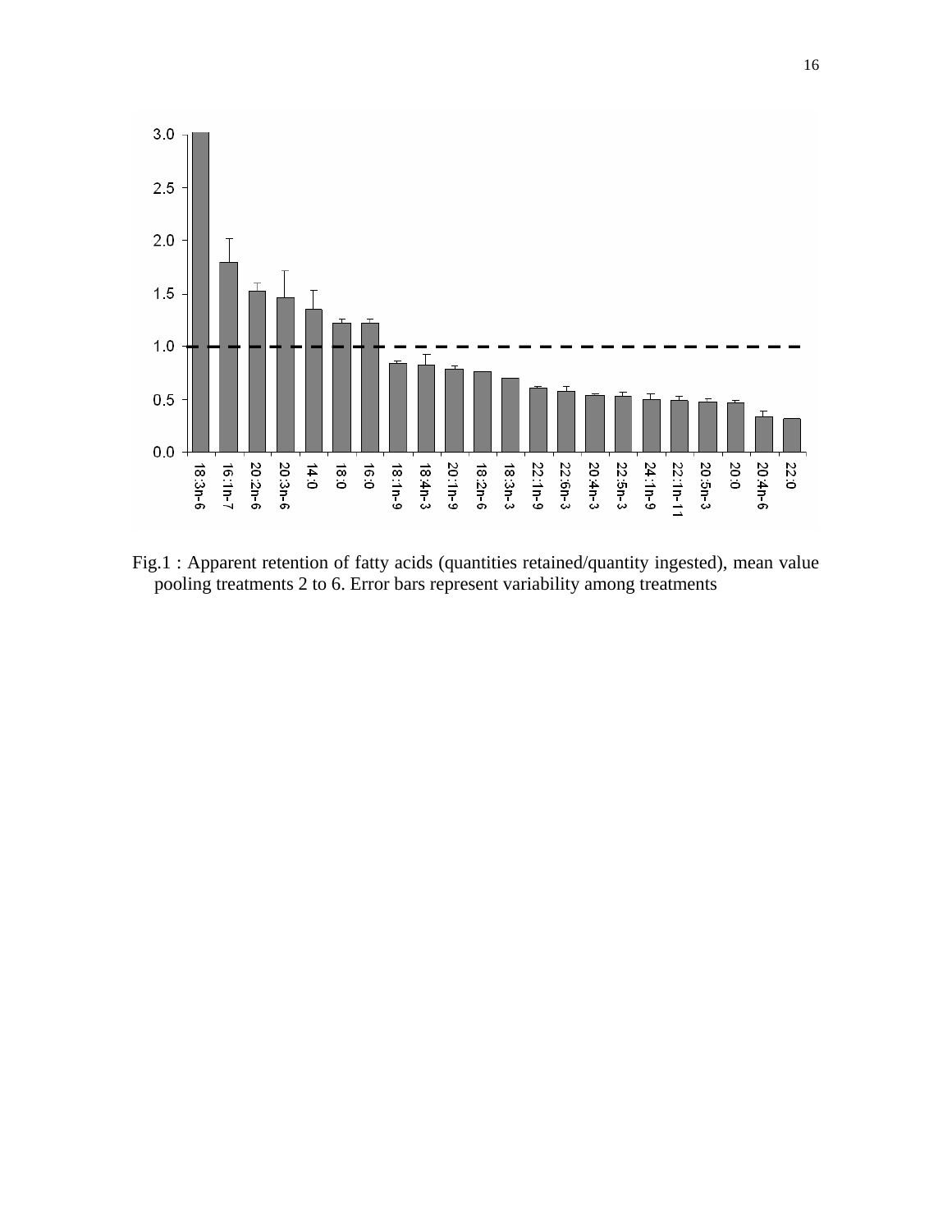Fig.1 : Apparent retention of fatty acids (quantities retained/quantity ingested), mean value pooling treatments 2 to 6. Error bars represent variability among treatments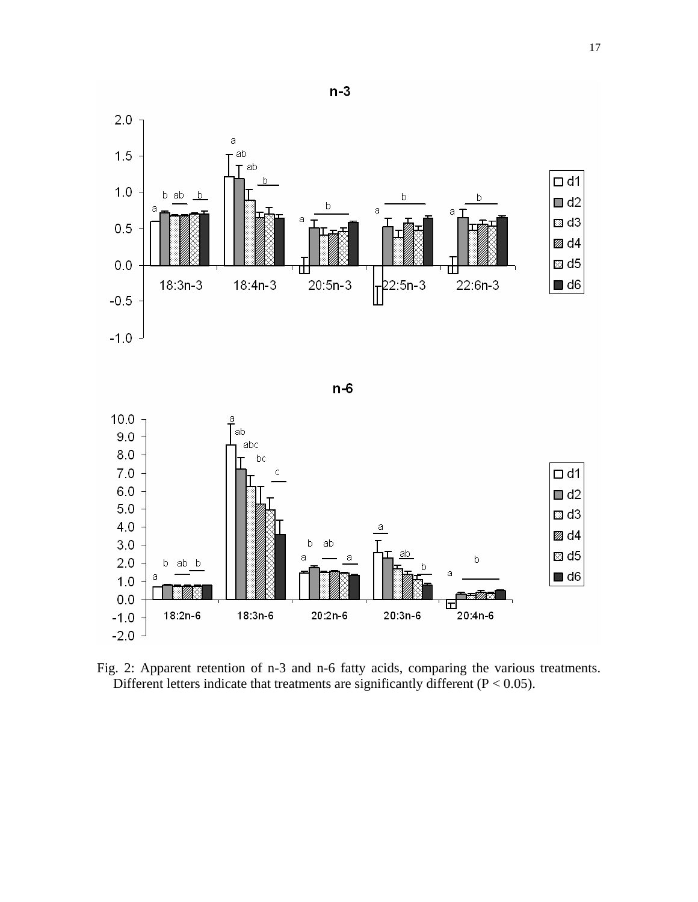Fig. 2: Apparent retention of n-3 and n-6 fatty acids, comparing the various treatments. Different letters indicate that treatments are significantly different ($P < 0.05$).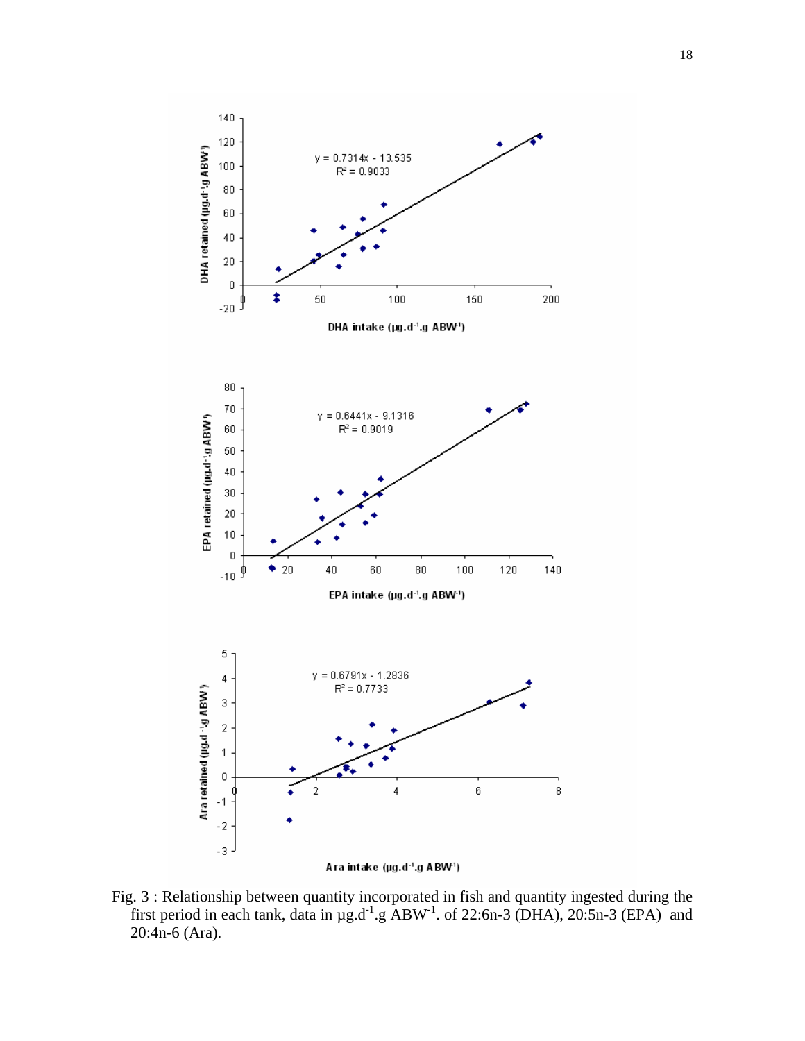140
120
100
80
60
40
20
0
-20

DHA retained (µg.d⁻¹.g ABW⁻¹)

$y = 0.7314x - 13.535$
$R^2 = 0.9033$

0
50
100
150
200

DHA intake (µg.d⁻¹.g ABW⁻¹)

80
70
60
50
40
30
20
10
0
-10

EPA retained (µg.d⁻¹.g ABW⁻¹)

$y = 0.6441x - 9.1316$
$R^2 = 0.9019$

0
20
40
60
80
100
120
140

EPA intake (µg.d⁻¹.g ABW⁻¹)

5
4
3
2
1
0
-1
-2
-3

Ara retained (µg.d⁻¹.g ABW⁻¹)

$y = 0.6791x - 1.2836$
$R^2 = 0.7733$

0
2
4
6
8

Ara intake (µg.d⁻¹.g ABW⁻¹)

Fig. 3 : Relationship between quantity incorporated in fish and quantity ingested during the first period in each tank, data in $\mu g.d^{-1}.g\ ABW^{-1}$. of 22:6n-3 (DHA), 20:5n-3 (EPA) and 20:4n-6 (Ara).